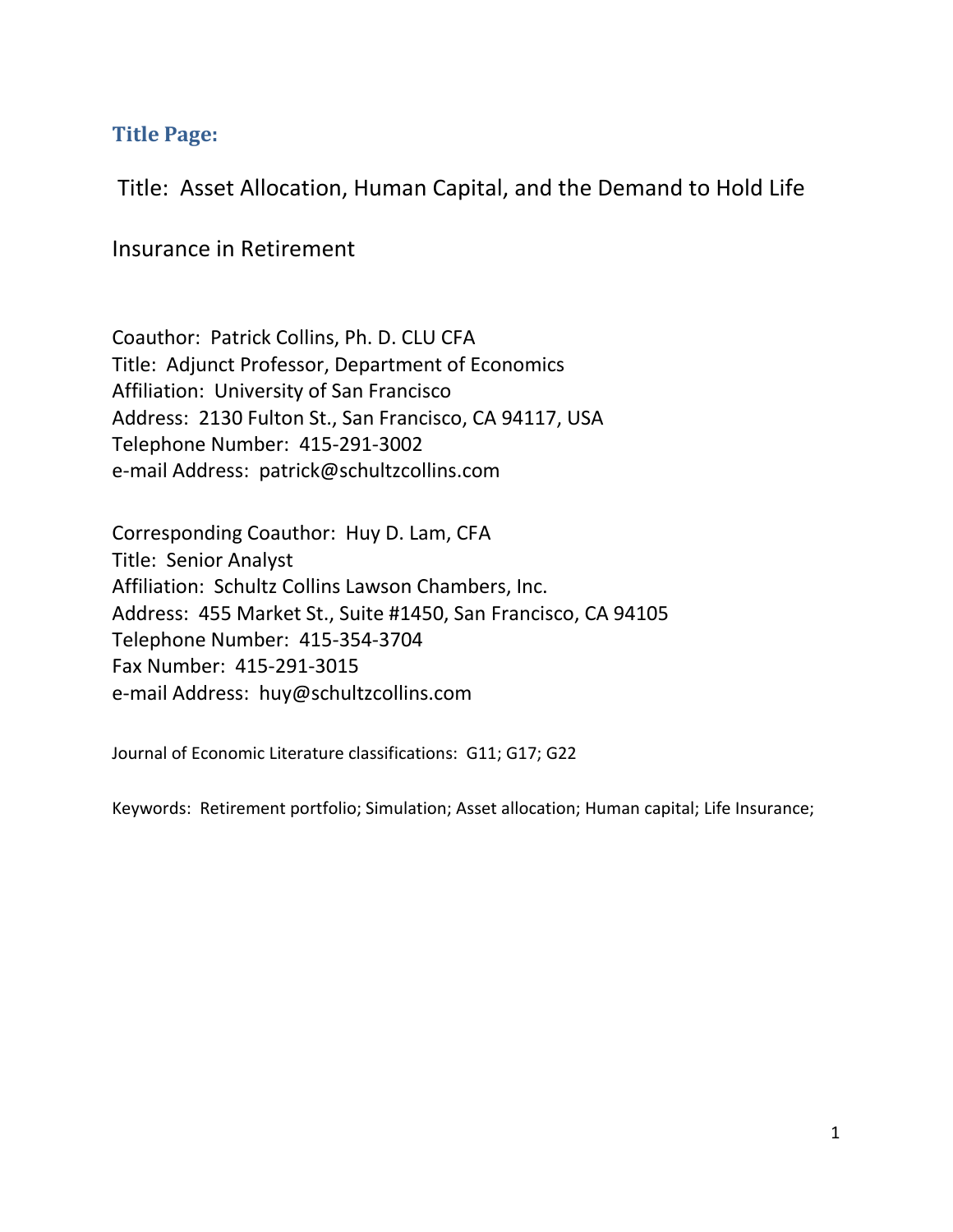## Title Page:

Title: Asset Allocation, Human Capital, and the Demand to Hold Life Insurance in Retirement

Coauthor: Patrick Collins, Ph. D. CLU CFA
Title: Adjunct Professor, Department of Economics
Affiliation: University of San Francisco
Address: 2130 Fulton St., San Francisco, CA 94117, USA
Telephone Number: 415-291-3002
e-mail Address: patrick@schultzcollins.com

Corresponding Coauthor: Huy D. Lam, CFA
Title: Senior Analyst
Affiliation: Schultz Collins Lawson Chambers, Inc.
Address: 455 Market St., Suite #1450, San Francisco, CA 94105
Telephone Number: 415-354-3704
Fax Number: 415-291-3015
e-mail Address: huy@schultzcollins.com

Journal of Economic Literature classifications: G11; G17; G22

Keywords: Retirement portfolio; Simulation; Asset allocation; Human capital; Life Insurance;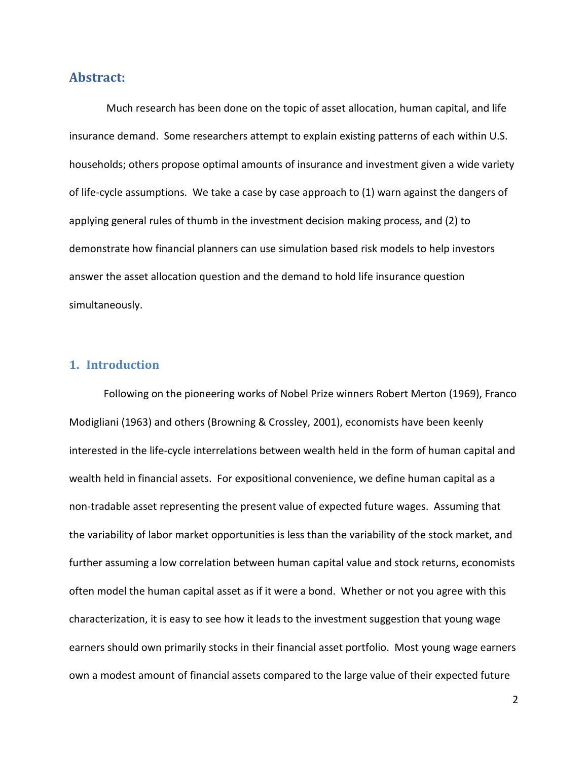## Abstract:

Much research has been done on the topic of asset allocation, human capital, and life insurance demand. Some researchers attempt to explain existing patterns of each within U.S. households; others propose optimal amounts of insurance and investment given a wide variety of life-cycle assumptions. We take a case by case approach to (1) warn against the dangers of applying general rules of thumb in the investment decision making process, and (2) to demonstrate how financial planners can use simulation based risk models to help investors answer the asset allocation question and the demand to hold life insurance question simultaneously.

## 1. Introduction

Following on the pioneering works of Nobel Prize winners Robert Merton (1969), Franco Modigliani (1963) and others (Browning & Crossley, 2001), economists have been keenly interested in the life-cycle interrelations between wealth held in the form of human capital and wealth held in financial assets. For expositional convenience, we define human capital as a non-tradable asset representing the present value of expected future wages. Assuming that the variability of labor market opportunities is less than the variability of the stock market, and further assuming a low correlation between human capital value and stock returns, economists often model the human capital asset as if it were a bond. Whether or not you agree with this characterization, it is easy to see how it leads to the investment suggestion that young wage earners should own primarily stocks in their financial asset portfolio. Most young wage earners own a modest amount of financial assets compared to the large value of their expected future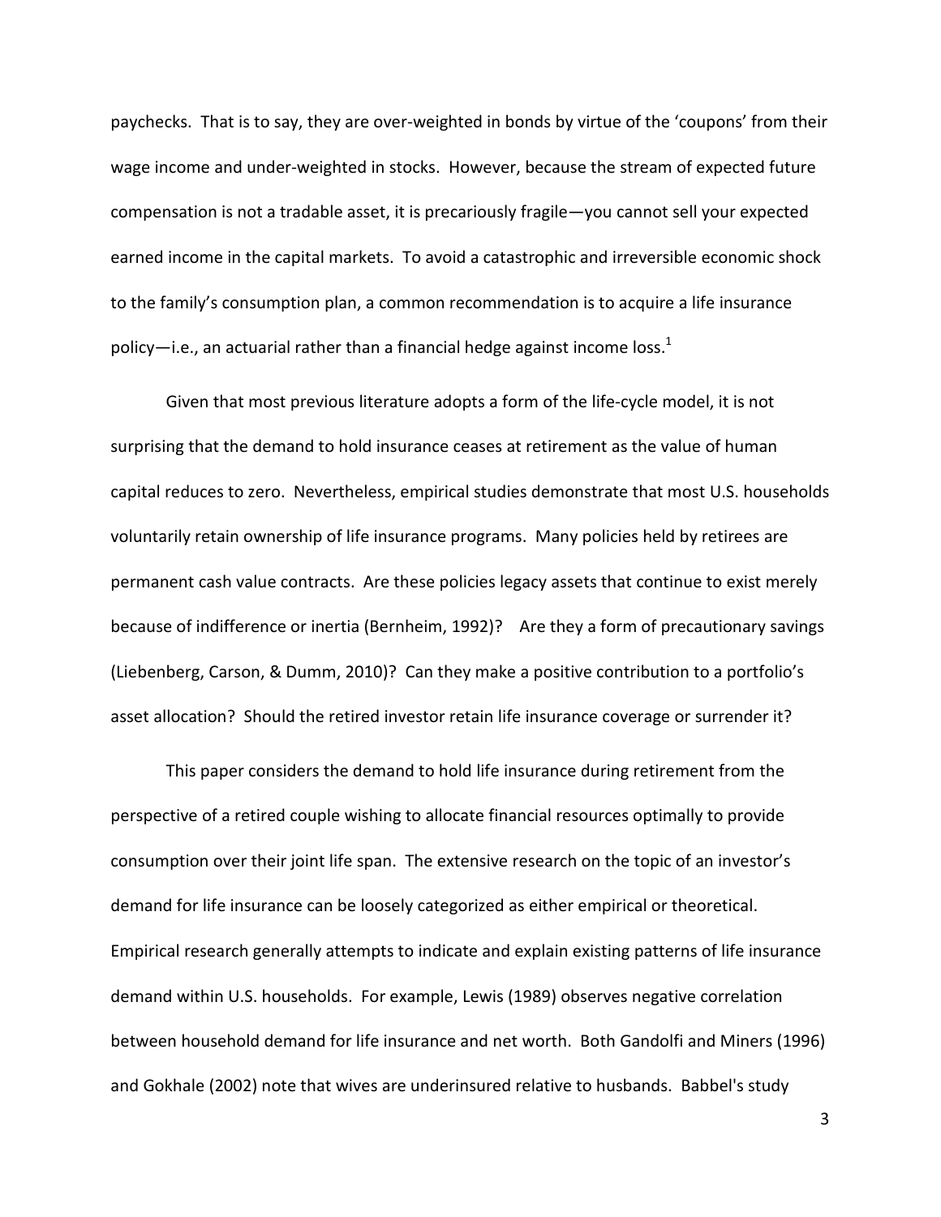paychecks. That is to say, they are over-weighted in bonds by virtue of the 'coupons' from their wage income and under-weighted in stocks. However, because the stream of expected future compensation is not a tradable asset, it is precariously fragile—you cannot sell your expected earned income in the capital markets. To avoid a catastrophic and irreversible economic shock to the family's consumption plan, a common recommendation is to acquire a life insurance policy—i.e., an actuarial rather than a financial hedge against income loss.[1]

Given that most previous literature adopts a form of the life-cycle model, it is not surprising that the demand to hold insurance ceases at retirement as the value of human capital reduces to zero. Nevertheless, empirical studies demonstrate that most U.S. households voluntarily retain ownership of life insurance programs. Many policies held by retirees are permanent cash value contracts. Are these policies legacy assets that continue to exist merely because of indifference or inertia (Bernheim, 1992)? Are they a form of precautionary savings (Liebenberg, Carson, & Dumm, 2010)? Can they make a positive contribution to a portfolio's asset allocation? Should the retired investor retain life insurance coverage or surrender it?

This paper considers the demand to hold life insurance during retirement from the perspective of a retired couple wishing to allocate financial resources optimally to provide consumption over their joint life span. The extensive research on the topic of an investor's demand for life insurance can be loosely categorized as either empirical or theoretical. Empirical research generally attempts to indicate and explain existing patterns of life insurance demand within U.S. households. For example, Lewis (1989) observes negative correlation between household demand for life insurance and net worth. Both Gandolfi and Miners (1996) and Gokhale (2002) note that wives are underinsured relative to husbands. Babbel's study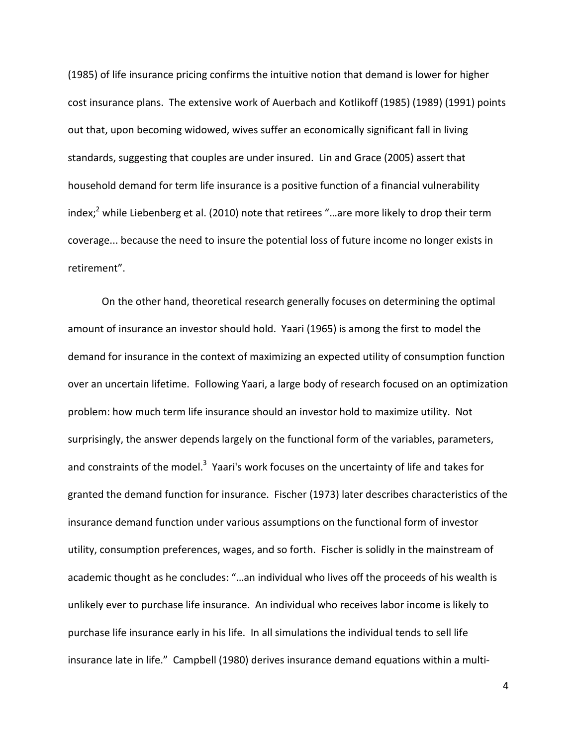(1985) of life insurance pricing confirms the intuitive notion that demand is lower for higher cost insurance plans. The extensive work of Auerbach and Kotlikoff (1985) (1989) (1991) points out that, upon becoming widowed, wives suffer an economically significant fall in living standards, suggesting that couples are under insured. Lin and Grace (2005) assert that household demand for term life insurance is a positive function of a financial vulnerability index;[2] while Liebenberg et al. (2010) note that retirees "…are more likely to drop their term coverage... because the need to insure the potential loss of future income no longer exists in retirement".

On the other hand, theoretical research generally focuses on determining the optimal amount of insurance an investor should hold. Yaari (1965) is among the first to model the demand for insurance in the context of maximizing an expected utility of consumption function over an uncertain lifetime. Following Yaari, a large body of research focused on an optimization problem: how much term life insurance should an investor hold to maximize utility. Not surprisingly, the answer depends largely on the functional form of the variables, parameters, and constraints of the model.[3] Yaari's work focuses on the uncertainty of life and takes for granted the demand function for insurance. Fischer (1973) later describes characteristics of the insurance demand function under various assumptions on the functional form of investor utility, consumption preferences, wages, and so forth. Fischer is solidly in the mainstream of academic thought as he concludes: "…an individual who lives off the proceeds of his wealth is unlikely ever to purchase life insurance. An individual who receives labor income is likely to purchase life insurance early in his life. In all simulations the individual tends to sell life insurance late in life." Campbell (1980) derives insurance demand equations within a multi-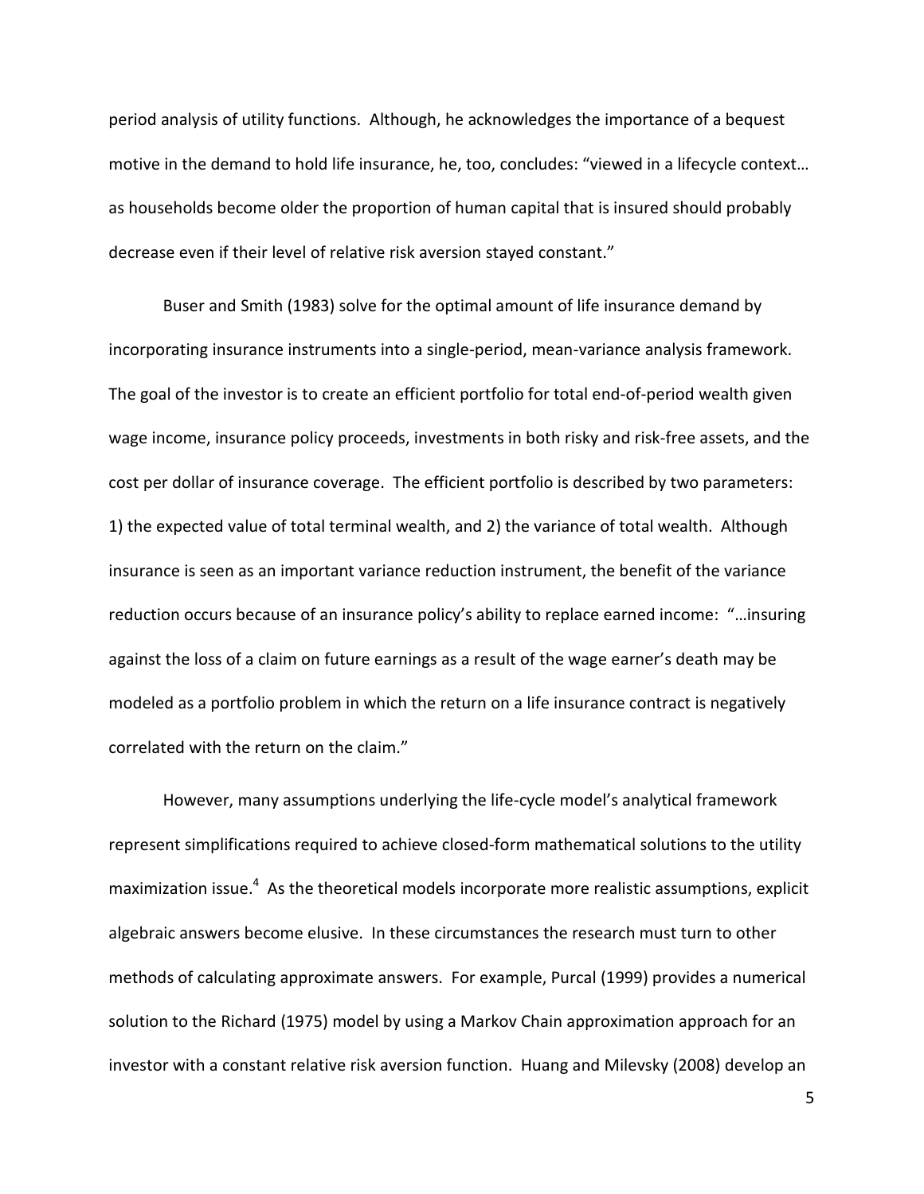period analysis of utility functions. Although, he acknowledges the importance of a bequest motive in the demand to hold life insurance, he, too, concludes: "viewed in a lifecycle context… as households become older the proportion of human capital that is insured should probably decrease even if their level of relative risk aversion stayed constant."

Buser and Smith (1983) solve for the optimal amount of life insurance demand by incorporating insurance instruments into a single-period, mean-variance analysis framework. The goal of the investor is to create an efficient portfolio for total end-of-period wealth given wage income, insurance policy proceeds, investments in both risky and risk-free assets, and the cost per dollar of insurance coverage. The efficient portfolio is described by two parameters: 1) the expected value of total terminal wealth, and 2) the variance of total wealth. Although insurance is seen as an important variance reduction instrument, the benefit of the variance reduction occurs because of an insurance policy's ability to replace earned income: "…insuring against the loss of a claim on future earnings as a result of the wage earner's death may be modeled as a portfolio problem in which the return on a life insurance contract is negatively correlated with the return on the claim."

However, many assumptions underlying the life-cycle model's analytical framework represent simplifications required to achieve closed-form mathematical solutions to the utility maximization issue.[4] As the theoretical models incorporate more realistic assumptions, explicit algebraic answers become elusive. In these circumstances the research must turn to other methods of calculating approximate answers. For example, Purcal (1999) provides a numerical solution to the Richard (1975) model by using a Markov Chain approximation approach for an investor with a constant relative risk aversion function. Huang and Milevsky (2008) develop an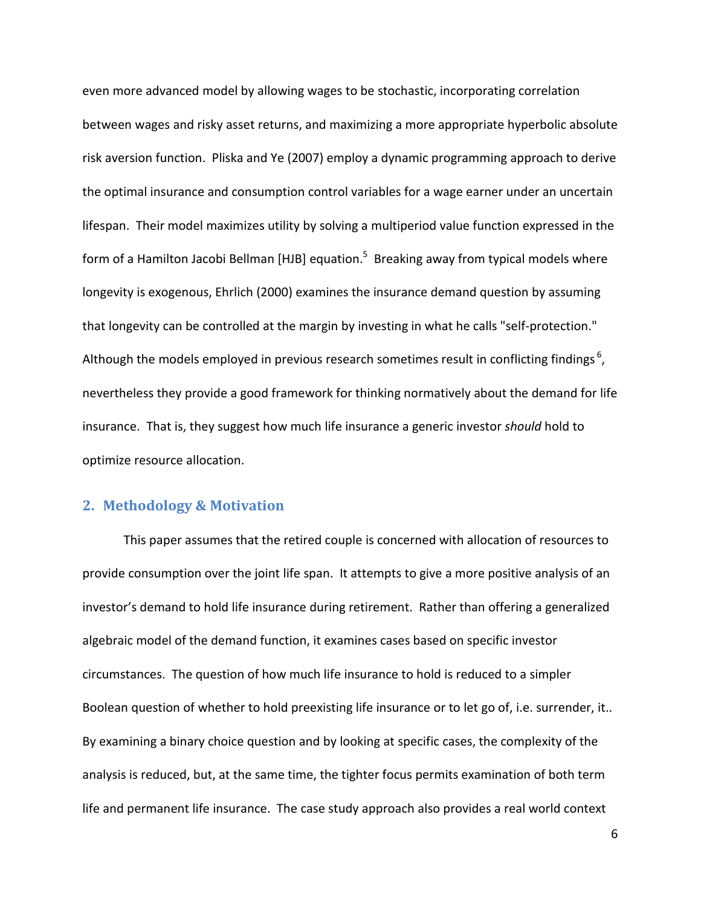even more advanced model by allowing wages to be stochastic, incorporating correlation between wages and risky asset returns, and maximizing a more appropriate hyperbolic absolute risk aversion function. Pliska and Ye (2007) employ a dynamic programming approach to derive the optimal insurance and consumption control variables for a wage earner under an uncertain lifespan. Their model maximizes utility by solving a multiperiod value function expressed in the form of a Hamilton Jacobi Bellman [HJB] equation.[5] Breaking away from typical models where longevity is exogenous, Ehrlich (2000) examines the insurance demand question by assuming that longevity can be controlled at the margin by investing in what he calls "self-protection." Although the models employed in previous research sometimes result in conflicting findings[6], nevertheless they provide a good framework for thinking normatively about the demand for life insurance. That is, they suggest how much life insurance a generic investor *should* hold to optimize resource allocation.

## 2. Methodology & Motivation

This paper assumes that the retired couple is concerned with allocation of resources to provide consumption over the joint life span. It attempts to give a more positive analysis of an investor's demand to hold life insurance during retirement. Rather than offering a generalized algebraic model of the demand function, it examines cases based on specific investor circumstances. The question of how much life insurance to hold is reduced to a simpler Boolean question of whether to hold preexisting life insurance or to let go of, i.e. surrender, it.. By examining a binary choice question and by looking at specific cases, the complexity of the analysis is reduced, but, at the same time, the tighter focus permits examination of both term life and permanent life insurance. The case study approach also provides a real world context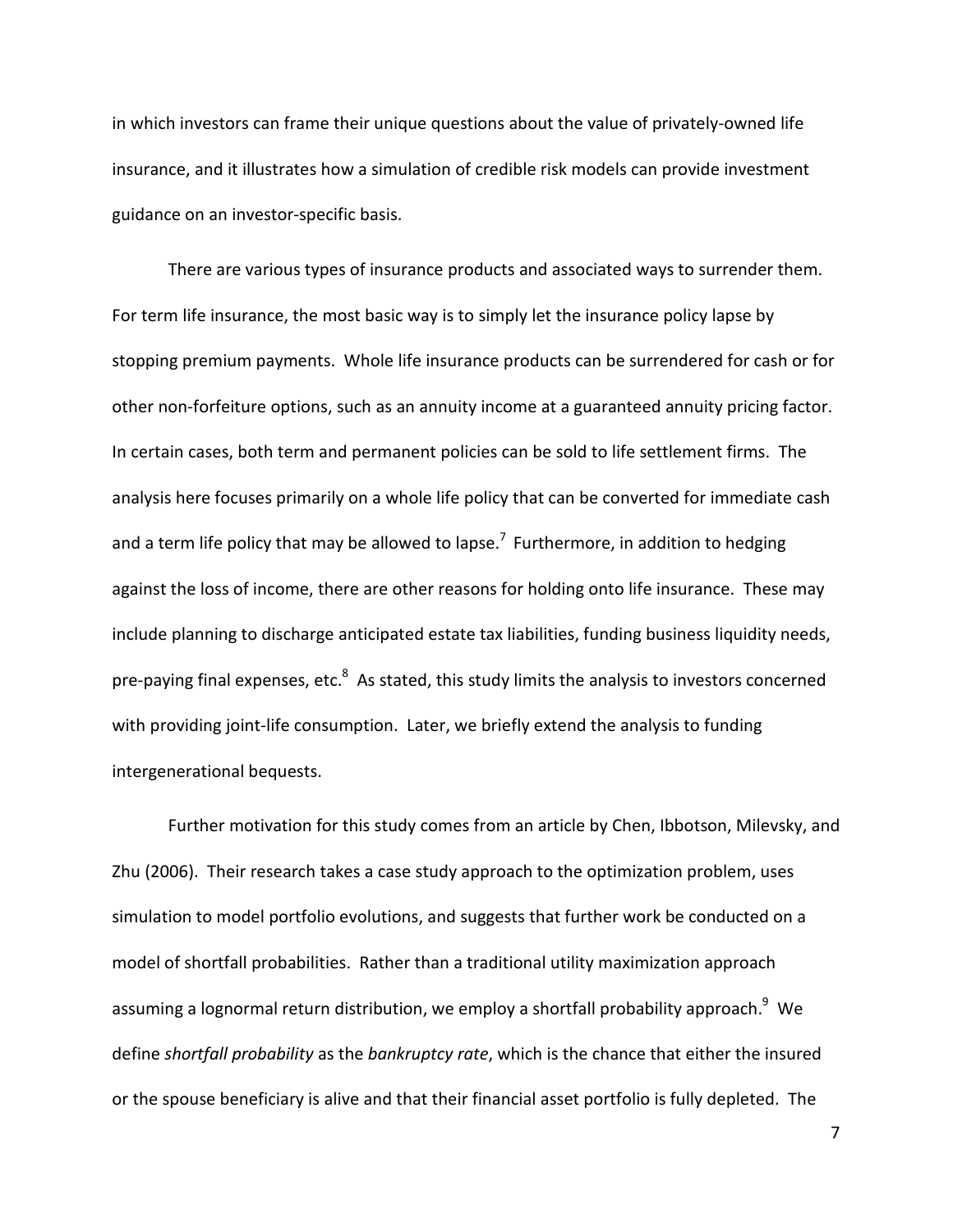in which investors can frame their unique questions about the value of privately-owned life insurance, and it illustrates how a simulation of credible risk models can provide investment guidance on an investor-specific basis.

There are various types of insurance products and associated ways to surrender them. For term life insurance, the most basic way is to simply let the insurance policy lapse by stopping premium payments. Whole life insurance products can be surrendered for cash or for other non-forfeiture options, such as an annuity income at a guaranteed annuity pricing factor. In certain cases, both term and permanent policies can be sold to life settlement firms. The analysis here focuses primarily on a whole life policy that can be converted for immediate cash and a term life policy that may be allowed to lapse.[7] Furthermore, in addition to hedging against the loss of income, there are other reasons for holding onto life insurance. These may include planning to discharge anticipated estate tax liabilities, funding business liquidity needs, pre-paying final expenses, etc.[8] As stated, this study limits the analysis to investors concerned with providing joint-life consumption. Later, we briefly extend the analysis to funding intergenerational bequests.

Further motivation for this study comes from an article by Chen, Ibbotson, Milevsky, and Zhu (2006). Their research takes a case study approach to the optimization problem, uses simulation to model portfolio evolutions, and suggests that further work be conducted on a model of shortfall probabilities. Rather than a traditional utility maximization approach assuming a lognormal return distribution, we employ a shortfall probability approach.[9] We define *shortfall probability* as the *bankruptcy rate*, which is the chance that either the insured or the spouse beneficiary is alive and that their financial asset portfolio is fully depleted. The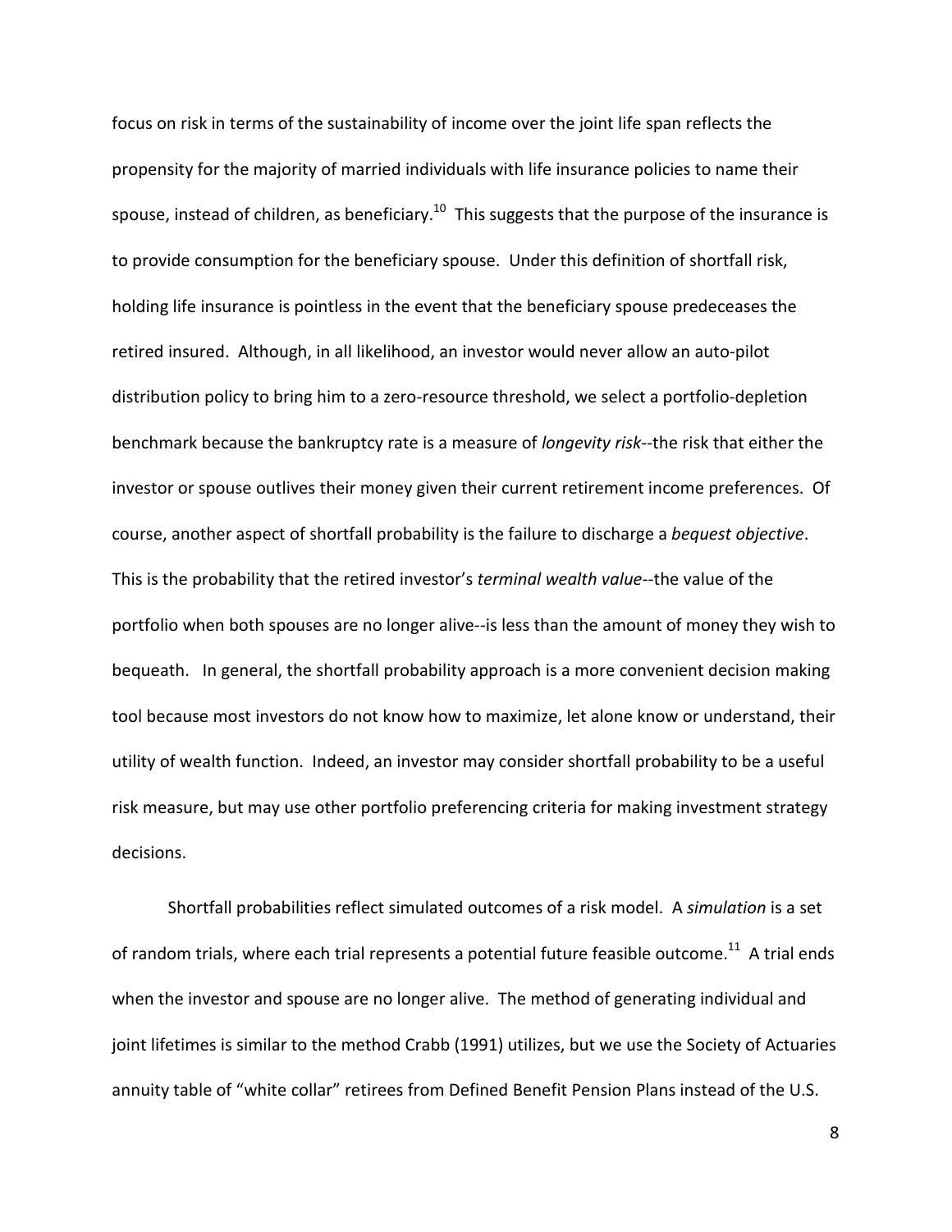focus on risk in terms of the sustainability of income over the joint life span reflects the propensity for the majority of married individuals with life insurance policies to name their spouse, instead of children, as beneficiary.[10] This suggests that the purpose of the insurance is to provide consumption for the beneficiary spouse. Under this definition of shortfall risk, holding life insurance is pointless in the event that the beneficiary spouse predeceases the retired insured. Although, in all likelihood, an investor would never allow an auto-pilot distribution policy to bring him to a zero-resource threshold, we select a portfolio-depletion benchmark because the bankruptcy rate is a measure of *longevity risk*--the risk that either the investor or spouse outlives their money given their current retirement income preferences. Of course, another aspect of shortfall probability is the failure to discharge a *bequest objective*. This is the probability that the retired investor's *terminal wealth value*--the value of the portfolio when both spouses are no longer alive--is less than the amount of money they wish to bequeath. In general, the shortfall probability approach is a more convenient decision making tool because most investors do not know how to maximize, let alone know or understand, their utility of wealth function. Indeed, an investor may consider shortfall probability to be a useful risk measure, but may use other portfolio preferencing criteria for making investment strategy decisions.

Shortfall probabilities reflect simulated outcomes of a risk model. A *simulation* is a set of random trials, where each trial represents a potential future feasible outcome.[11] A trial ends when the investor and spouse are no longer alive. The method of generating individual and joint lifetimes is similar to the method Crabb (1991) utilizes, but we use the Society of Actuaries annuity table of "white collar" retirees from Defined Benefit Pension Plans instead of the U.S.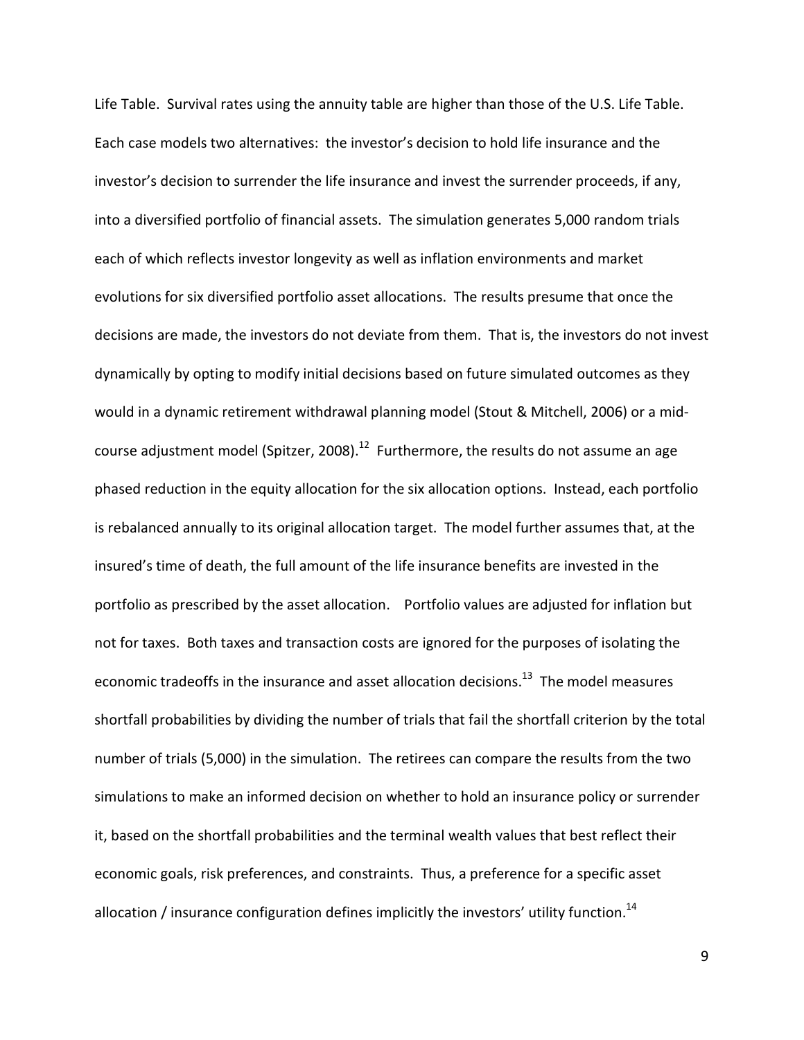Life Table. Survival rates using the annuity table are higher than those of the U.S. Life Table. Each case models two alternatives: the investor's decision to hold life insurance and the investor's decision to surrender the life insurance and invest the surrender proceeds, if any, into a diversified portfolio of financial assets. The simulation generates 5,000 random trials each of which reflects investor longevity as well as inflation environments and market evolutions for six diversified portfolio asset allocations. The results presume that once the decisions are made, the investors do not deviate from them. That is, the investors do not invest dynamically by opting to modify initial decisions based on future simulated outcomes as they would in a dynamic retirement withdrawal planning model (Stout & Mitchell, 2006) or a mid-course adjustment model (Spitzer, 2008).[12] Furthermore, the results do not assume an age phased reduction in the equity allocation for the six allocation options. Instead, each portfolio is rebalanced annually to its original allocation target. The model further assumes that, at the insured's time of death, the full amount of the life insurance benefits are invested in the portfolio as prescribed by the asset allocation. Portfolio values are adjusted for inflation but not for taxes. Both taxes and transaction costs are ignored for the purposes of isolating the economic tradeoffs in the insurance and asset allocation decisions.[13] The model measures shortfall probabilities by dividing the number of trials that fail the shortfall criterion by the total number of trials (5,000) in the simulation. The retirees can compare the results from the two simulations to make an informed decision on whether to hold an insurance policy or surrender it, based on the shortfall probabilities and the terminal wealth values that best reflect their economic goals, risk preferences, and constraints. Thus, a preference for a specific asset allocation / insurance configuration defines implicitly the investors' utility function.[14]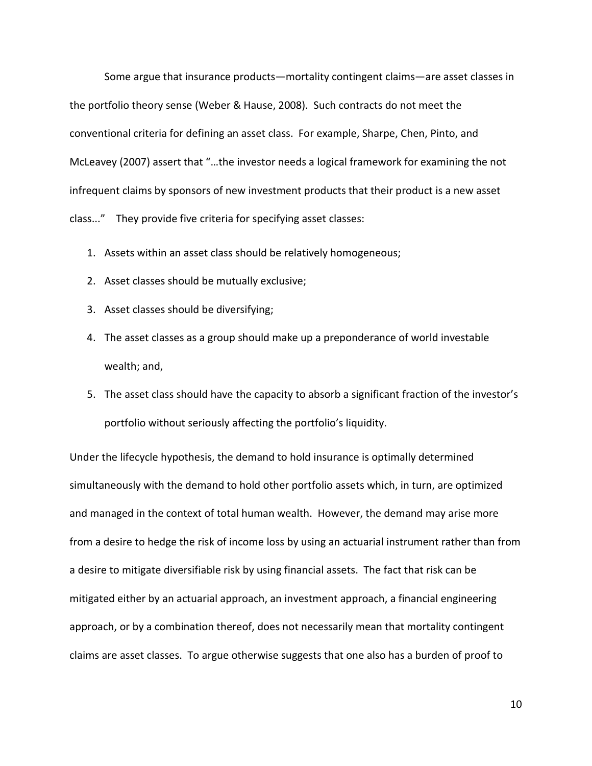Some argue that insurance products—mortality contingent claims—are asset classes in the portfolio theory sense (Weber & Hause, 2008). Such contracts do not meet the conventional criteria for defining an asset class. For example, Sharpe, Chen, Pinto, and McLeavey (2007) assert that "…the investor needs a logical framework for examining the not infrequent claims by sponsors of new investment products that their product is a new asset class..." They provide five criteria for specifying asset classes:

1. Assets within an asset class should be relatively homogeneous;
2. Asset classes should be mutually exclusive;
3. Asset classes should be diversifying;
4. The asset classes as a group should make up a preponderance of world investable wealth; and,
5. The asset class should have the capacity to absorb a significant fraction of the investor's portfolio without seriously affecting the portfolio's liquidity.

Under the lifecycle hypothesis, the demand to hold insurance is optimally determined simultaneously with the demand to hold other portfolio assets which, in turn, are optimized and managed in the context of total human wealth. However, the demand may arise more from a desire to hedge the risk of income loss by using an actuarial instrument rather than from a desire to mitigate diversifiable risk by using financial assets. The fact that risk can be mitigated either by an actuarial approach, an investment approach, a financial engineering approach, or by a combination thereof, does not necessarily mean that mortality contingent claims are asset classes. To argue otherwise suggests that one also has a burden of proof to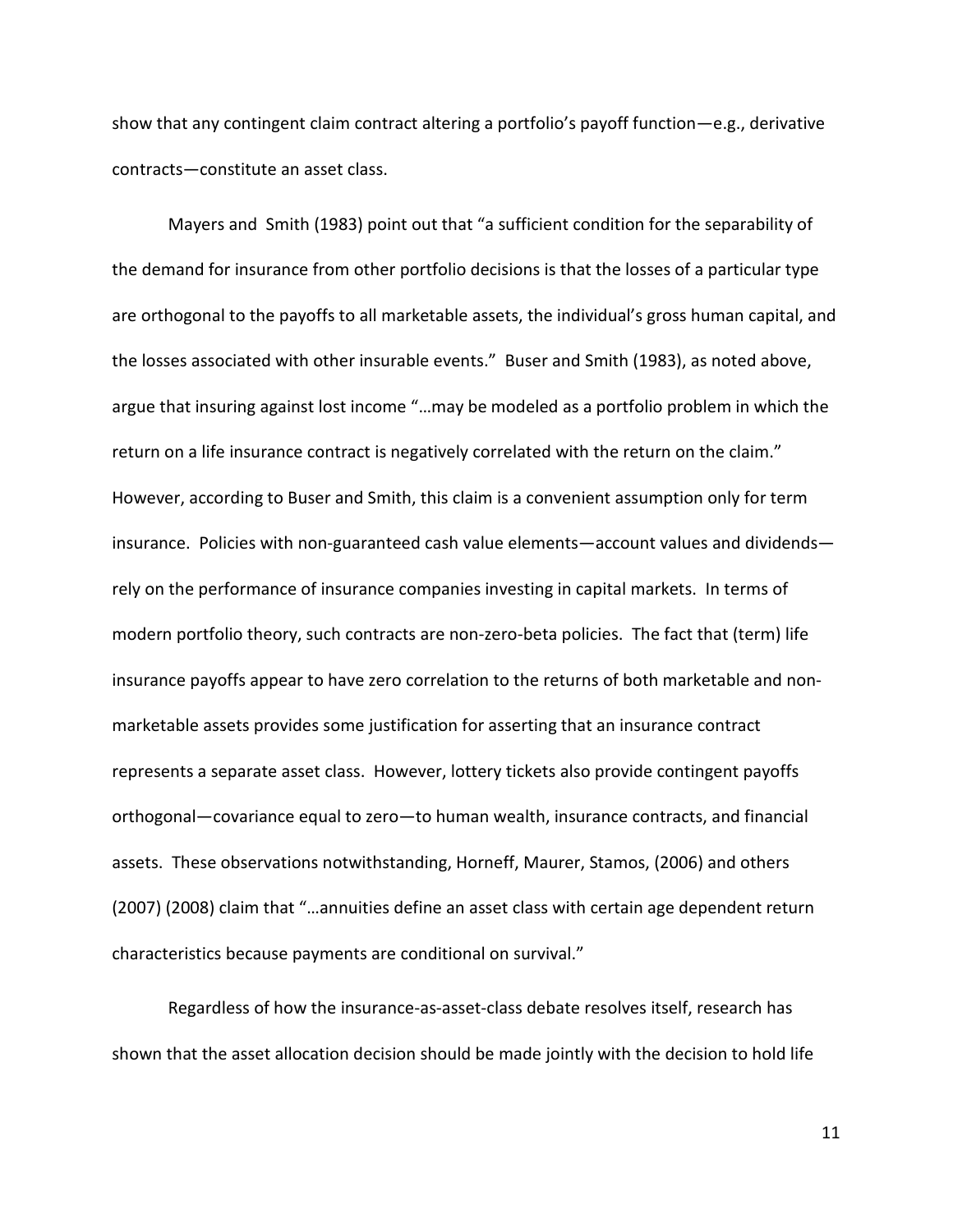show that any contingent claim contract altering a portfolio's payoff function—e.g., derivative contracts—constitute an asset class.

Mayers and Smith (1983) point out that "a sufficient condition for the separability of the demand for insurance from other portfolio decisions is that the losses of a particular type are orthogonal to the payoffs to all marketable assets, the individual's gross human capital, and the losses associated with other insurable events." Buser and Smith (1983), as noted above, argue that insuring against lost income "…may be modeled as a portfolio problem in which the return on a life insurance contract is negatively correlated with the return on the claim." However, according to Buser and Smith, this claim is a convenient assumption only for term insurance. Policies with non-guaranteed cash value elements—account values and dividends—rely on the performance of insurance companies investing in capital markets. In terms of modern portfolio theory, such contracts are non-zero-beta policies. The fact that (term) life insurance payoffs appear to have zero correlation to the returns of both marketable and non-marketable assets provides some justification for asserting that an insurance contract represents a separate asset class. However, lottery tickets also provide contingent payoffs orthogonal—covariance equal to zero—to human wealth, insurance contracts, and financial assets. These observations notwithstanding, Horneff, Maurer, Stamos, (2006) and others (2007) (2008) claim that "…annuities define an asset class with certain age dependent return characteristics because payments are conditional on survival."

Regardless of how the insurance-as-asset-class debate resolves itself, research has shown that the asset allocation decision should be made jointly with the decision to hold life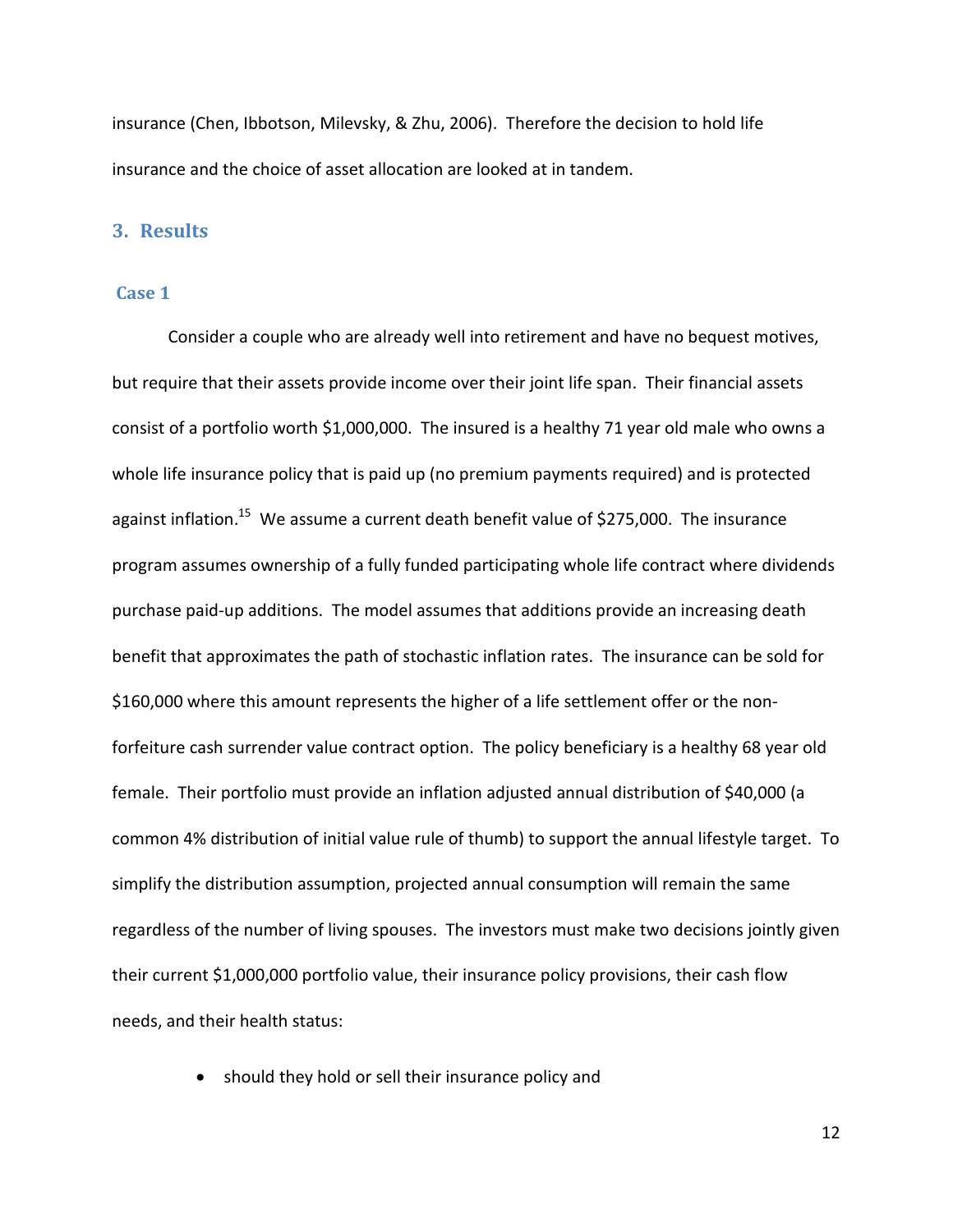insurance (Chen, Ibbotson, Milevsky, & Zhu, 2006). Therefore the decision to hold life insurance and the choice of asset allocation are looked at in tandem.

## 3. Results

### Case 1

Consider a couple who are already well into retirement and have no bequest motives, but require that their assets provide income over their joint life span. Their financial assets consist of a portfolio worth $1,000,000. The insured is a healthy 71 year old male who owns a whole life insurance policy that is paid up (no premium payments required) and is protected against inflation.[15] We assume a current death benefit value of $275,000. The insurance program assumes ownership of a fully funded participating whole life contract where dividends purchase paid-up additions. The model assumes that additions provide an increasing death benefit that approximates the path of stochastic inflation rates. The insurance can be sold for $160,000 where this amount represents the higher of a life settlement offer or the non-forfeiture cash surrender value contract option. The policy beneficiary is a healthy 68 year old female. Their portfolio must provide an inflation adjusted annual distribution of $40,000 (a common 4% distribution of initial value rule of thumb) to support the annual lifestyle target. To simplify the distribution assumption, projected annual consumption will remain the same regardless of the number of living spouses. The investors must make two decisions jointly given their current $1,000,000 portfolio value, their insurance policy provisions, their cash flow needs, and their health status:

- should they hold or sell their insurance policy and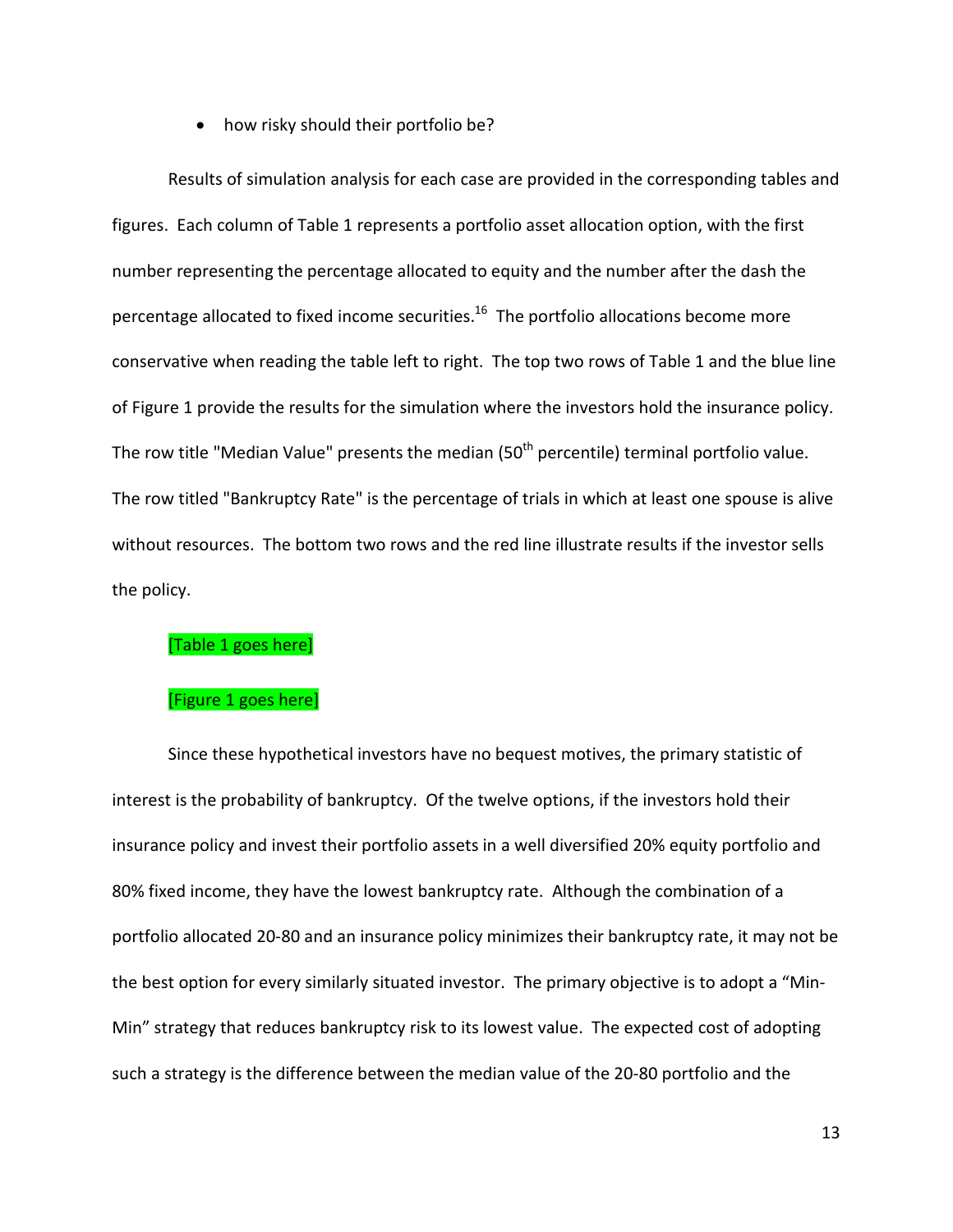- how risky should their portfolio be?

Results of simulation analysis for each case are provided in the corresponding tables and figures. Each column of Table 1 represents a portfolio asset allocation option, with the first number representing the percentage allocated to equity and the number after the dash the percentage allocated to fixed income securities.[16] The portfolio allocations become more conservative when reading the table left to right. The top two rows of Table 1 and the blue line of Figure 1 provide the results for the simulation where the investors hold the insurance policy. The row title "Median Value" presents the median (50th percentile) terminal portfolio value. The row titled "Bankruptcy Rate" is the percentage of trials in which at least one spouse is alive without resources. The bottom two rows and the red line illustrate results if the investor sells the policy.

[Table 1 goes here]

[Figure 1 goes here]

Since these hypothetical investors have no bequest motives, the primary statistic of interest is the probability of bankruptcy. Of the twelve options, if the investors hold their insurance policy and invest their portfolio assets in a well diversified 20% equity portfolio and 80% fixed income, they have the lowest bankruptcy rate. Although the combination of a portfolio allocated 20-80 and an insurance policy minimizes their bankruptcy rate, it may not be the best option for every similarly situated investor. The primary objective is to adopt a "Min-Min" strategy that reduces bankruptcy risk to its lowest value. The expected cost of adopting such a strategy is the difference between the median value of the 20-80 portfolio and the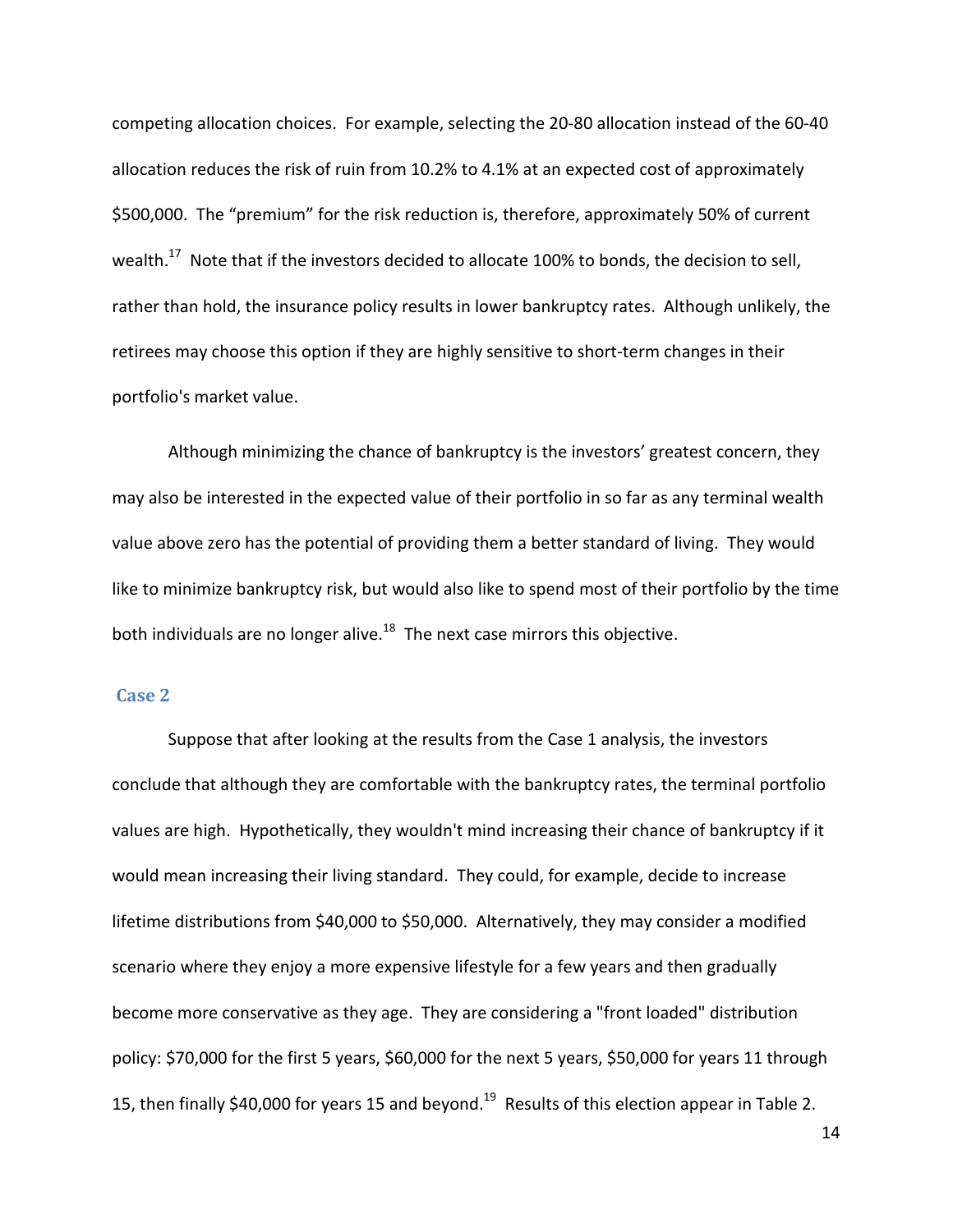competing allocation choices. For example, selecting the 20-80 allocation instead of the 60-40 allocation reduces the risk of ruin from 10.2% to 4.1% at an expected cost of approximately $500,000. The "premium" for the risk reduction is, therefore, approximately 50% of current wealth.[17] Note that if the investors decided to allocate 100% to bonds, the decision to sell, rather than hold, the insurance policy results in lower bankruptcy rates. Although unlikely, the retirees may choose this option if they are highly sensitive to short-term changes in their portfolio's market value.

Although minimizing the chance of bankruptcy is the investors' greatest concern, they may also be interested in the expected value of their portfolio in so far as any terminal wealth value above zero has the potential of providing them a better standard of living. They would like to minimize bankruptcy risk, but would also like to spend most of their portfolio by the time both individuals are no longer alive.[18] The next case mirrors this objective.

### Case 2

Suppose that after looking at the results from the Case 1 analysis, the investors conclude that although they are comfortable with the bankruptcy rates, the terminal portfolio values are high. Hypothetically, they wouldn't mind increasing their chance of bankruptcy if it would mean increasing their living standard. They could, for example, decide to increase lifetime distributions from $40,000 to $50,000. Alternatively, they may consider a modified scenario where they enjoy a more expensive lifestyle for a few years and then gradually become more conservative as they age. They are considering a "front loaded" distribution policy: $70,000 for the first 5 years, $60,000 for the next 5 years, $50,000 for years 11 through 15, then finally $40,000 for years 15 and beyond.[19] Results of this election appear in Table 2.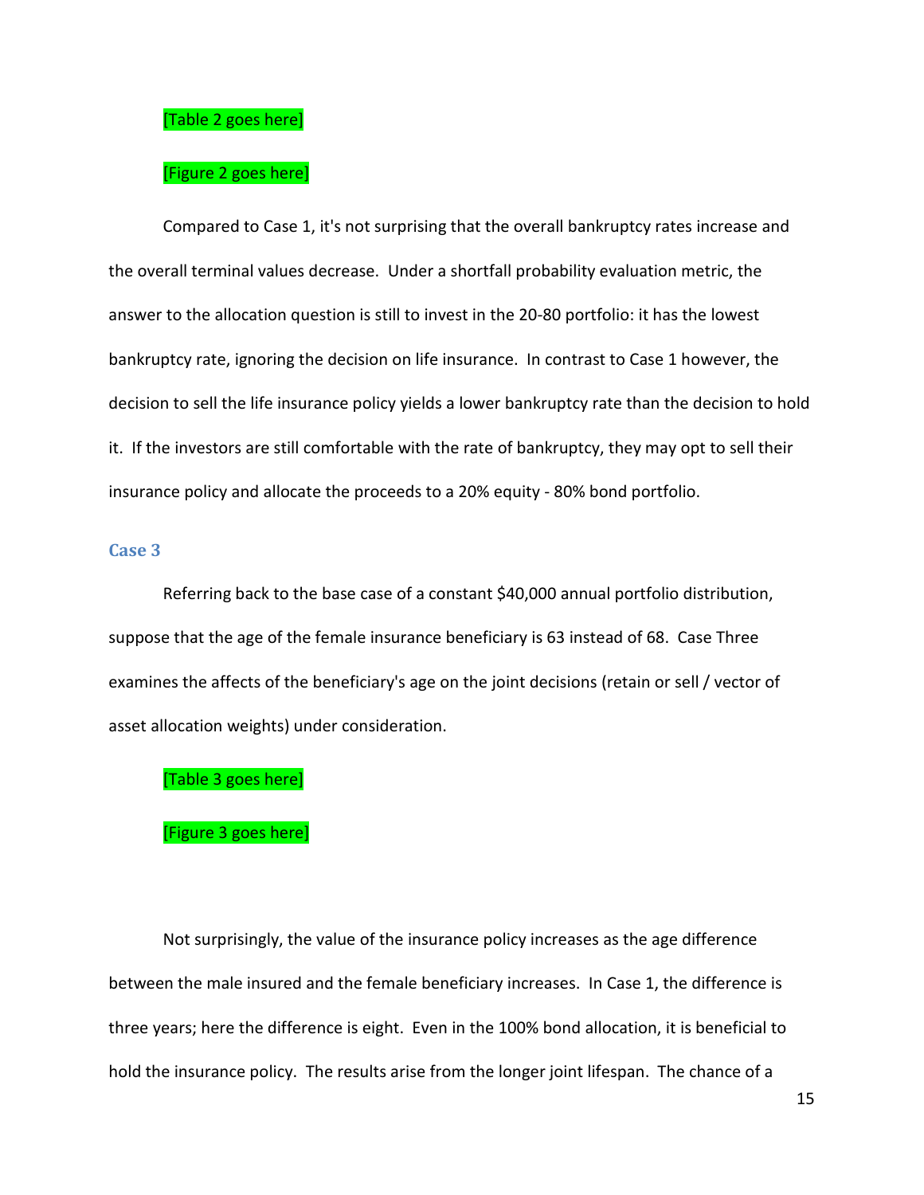[Table 2 goes here]

[Figure 2 goes here]

Compared to Case 1, it's not surprising that the overall bankruptcy rates increase and the overall terminal values decrease. Under a shortfall probability evaluation metric, the answer to the allocation question is still to invest in the 20-80 portfolio: it has the lowest bankruptcy rate, ignoring the decision on life insurance. In contrast to Case 1 however, the decision to sell the life insurance policy yields a lower bankruptcy rate than the decision to hold it. If the investors are still comfortable with the rate of bankruptcy, they may opt to sell their insurance policy and allocate the proceeds to a 20% equity - 80% bond portfolio.

### Case 3

Referring back to the base case of a constant $40,000 annual portfolio distribution, suppose that the age of the female insurance beneficiary is 63 instead of 68. Case Three examines the affects of the beneficiary's age on the joint decisions (retain or sell / vector of asset allocation weights) under consideration.

[Table 3 goes here]

[Figure 3 goes here]

Not surprisingly, the value of the insurance policy increases as the age difference between the male insured and the female beneficiary increases. In Case 1, the difference is three years; here the difference is eight. Even in the 100% bond allocation, it is beneficial to hold the insurance policy. The results arise from the longer joint lifespan. The chance of a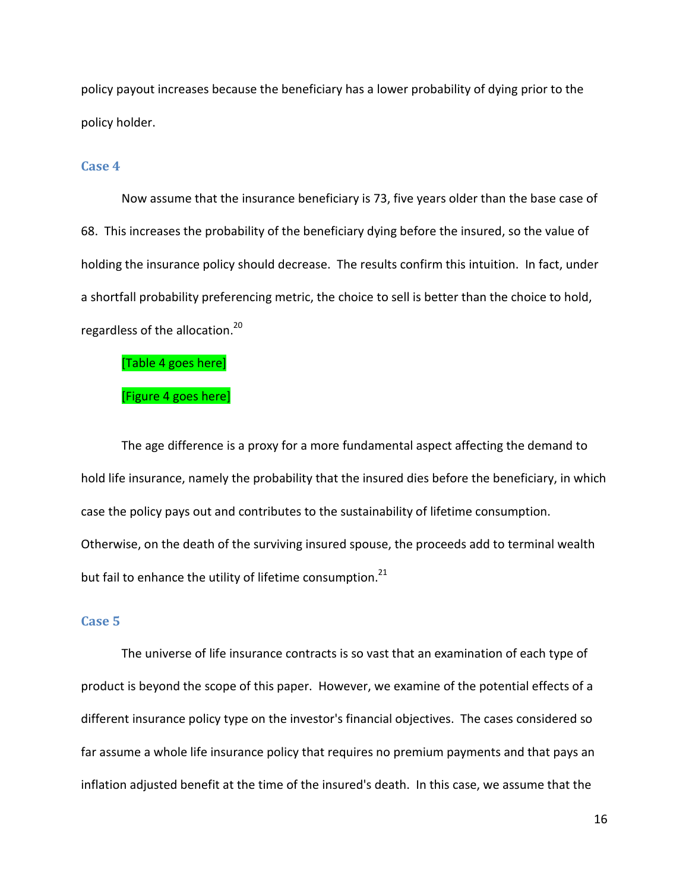policy payout increases because the beneficiary has a lower probability of dying prior to the policy holder.

### Case 4

Now assume that the insurance beneficiary is 73, five years older than the base case of 68. This increases the probability of the beneficiary dying before the insured, so the value of holding the insurance policy should decrease. The results confirm this intuition. In fact, under a shortfall probability preferencing metric, the choice to sell is better than the choice to hold, regardless of the allocation.[20]

[Table 4 goes here]

[Figure 4 goes here]

The age difference is a proxy for a more fundamental aspect affecting the demand to hold life insurance, namely the probability that the insured dies before the beneficiary, in which case the policy pays out and contributes to the sustainability of lifetime consumption. Otherwise, on the death of the surviving insured spouse, the proceeds add to terminal wealth but fail to enhance the utility of lifetime consumption.[21]

### Case 5

The universe of life insurance contracts is so vast that an examination of each type of product is beyond the scope of this paper. However, we examine of the potential effects of a different insurance policy type on the investor's financial objectives. The cases considered so far assume a whole life insurance policy that requires no premium payments and that pays an inflation adjusted benefit at the time of the insured's death. In this case, we assume that the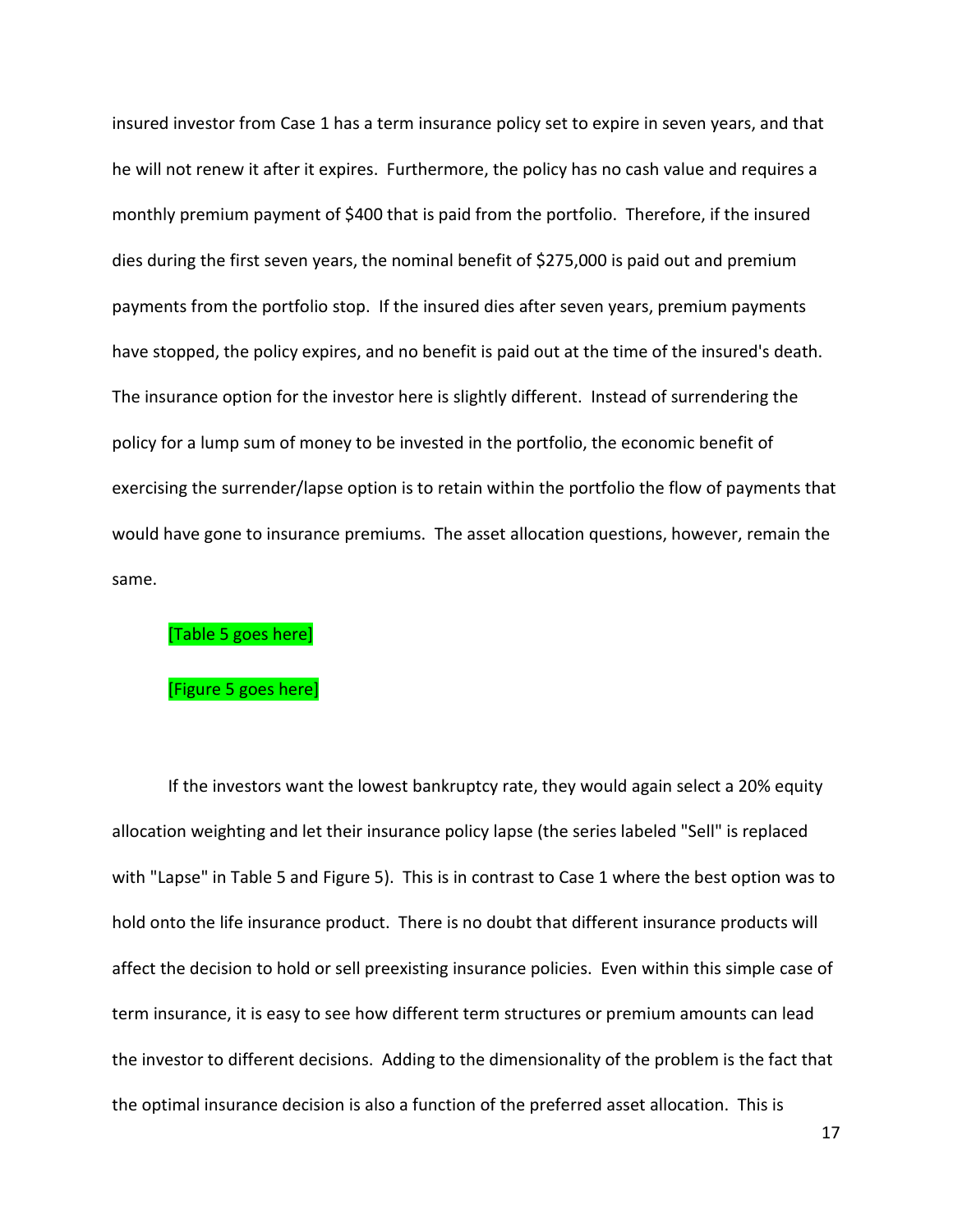insured investor from Case 1 has a term insurance policy set to expire in seven years, and that he will not renew it after it expires. Furthermore, the policy has no cash value and requires a monthly premium payment of $400 that is paid from the portfolio. Therefore, if the insured dies during the first seven years, the nominal benefit of $275,000 is paid out and premium payments from the portfolio stop. If the insured dies after seven years, premium payments have stopped, the policy expires, and no benefit is paid out at the time of the insured's death. The insurance option for the investor here is slightly different. Instead of surrendering the policy for a lump sum of money to be invested in the portfolio, the economic benefit of exercising the surrender/lapse option is to retain within the portfolio the flow of payments that would have gone to insurance premiums. The asset allocation questions, however, remain the same.

[Table 5 goes here]

[Figure 5 goes here]

If the investors want the lowest bankruptcy rate, they would again select a 20% equity allocation weighting and let their insurance policy lapse (the series labeled "Sell" is replaced with "Lapse" in Table 5 and Figure 5). This is in contrast to Case 1 where the best option was to hold onto the life insurance product. There is no doubt that different insurance products will affect the decision to hold or sell preexisting insurance policies. Even within this simple case of term insurance, it is easy to see how different term structures or premium amounts can lead the investor to different decisions. Adding to the dimensionality of the problem is the fact that the optimal insurance decision is also a function of the preferred asset allocation. This is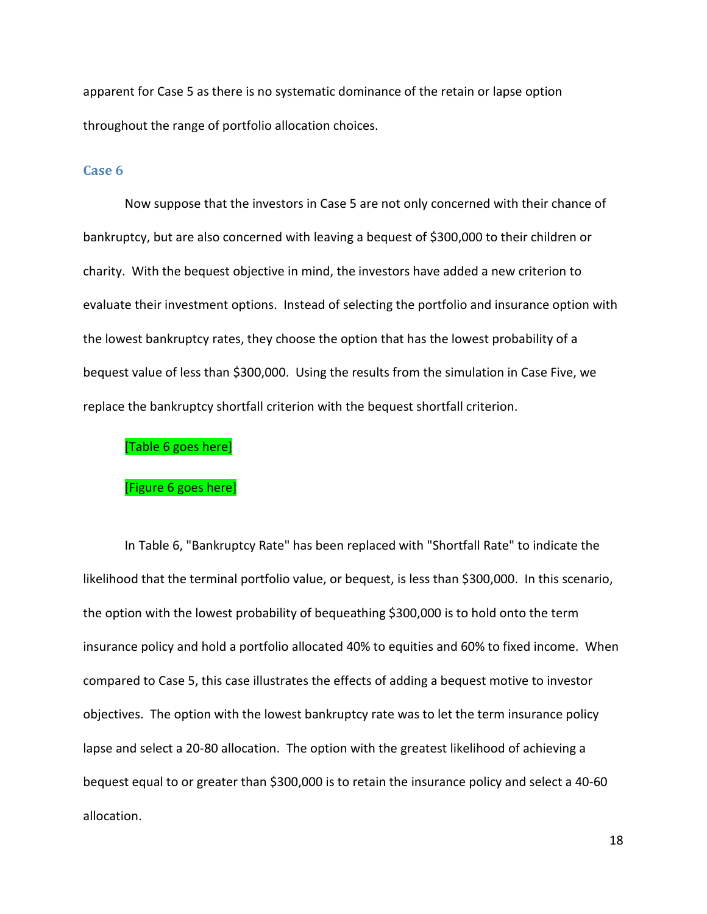apparent for Case 5 as there is no systematic dominance of the retain or lapse option throughout the range of portfolio allocation choices.

### Case 6

Now suppose that the investors in Case 5 are not only concerned with their chance of bankruptcy, but are also concerned with leaving a bequest of $300,000 to their children or charity. With the bequest objective in mind, the investors have added a new criterion to evaluate their investment options. Instead of selecting the portfolio and insurance option with the lowest bankruptcy rates, they choose the option that has the lowest probability of a bequest value of less than $300,000. Using the results from the simulation in Case Five, we replace the bankruptcy shortfall criterion with the bequest shortfall criterion.

[Table 6 goes here]

[Figure 6 goes here]

In Table 6, "Bankruptcy Rate" has been replaced with "Shortfall Rate" to indicate the likelihood that the terminal portfolio value, or bequest, is less than $300,000. In this scenario, the option with the lowest probability of bequeathing $300,000 is to hold onto the term insurance policy and hold a portfolio allocated 40% to equities and 60% to fixed income. When compared to Case 5, this case illustrates the effects of adding a bequest motive to investor objectives. The option with the lowest bankruptcy rate was to let the term insurance policy lapse and select a 20-80 allocation. The option with the greatest likelihood of achieving a bequest equal to or greater than $300,000 is to retain the insurance policy and select a 40-60 allocation.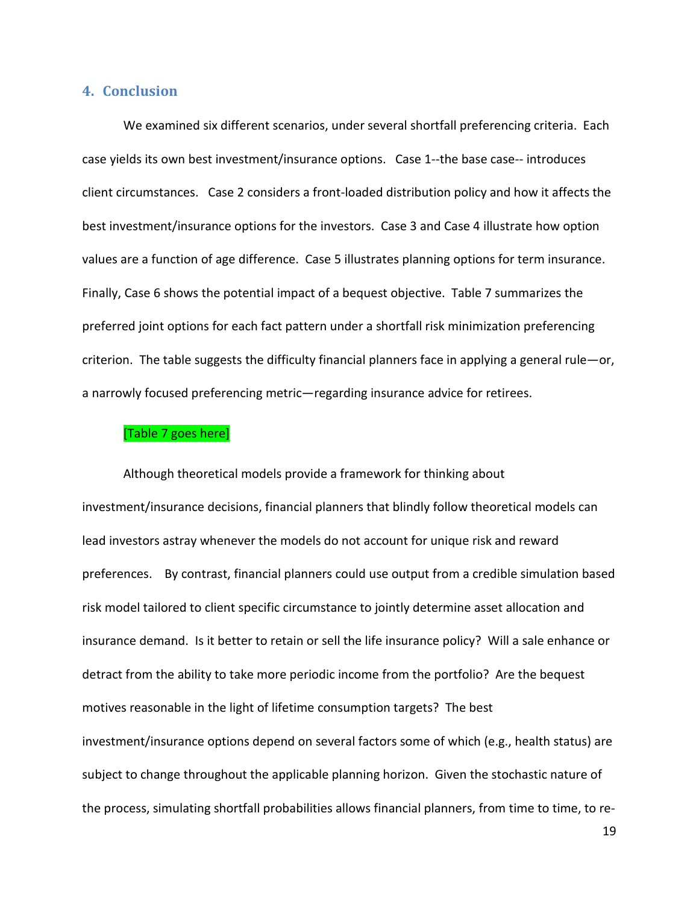## 4. Conclusion

We examined six different scenarios, under several shortfall preferencing criteria. Each case yields its own best investment/insurance options. Case 1--the base case-- introduces client circumstances. Case 2 considers a front-loaded distribution policy and how it affects the best investment/insurance options for the investors. Case 3 and Case 4 illustrate how option values are a function of age difference. Case 5 illustrates planning options for term insurance. Finally, Case 6 shows the potential impact of a bequest objective. Table 7 summarizes the preferred joint options for each fact pattern under a shortfall risk minimization preferencing criterion. The table suggests the difficulty financial planners face in applying a general rule—or, a narrowly focused preferencing metric—regarding insurance advice for retirees.

[Table 7 goes here]

Although theoretical models provide a framework for thinking about investment/insurance decisions, financial planners that blindly follow theoretical models can lead investors astray whenever the models do not account for unique risk and reward preferences. By contrast, financial planners could use output from a credible simulation based risk model tailored to client specific circumstance to jointly determine asset allocation and insurance demand. Is it better to retain or sell the life insurance policy? Will a sale enhance or detract from the ability to take more periodic income from the portfolio? Are the bequest motives reasonable in the light of lifetime consumption targets? The best investment/insurance options depend on several factors some of which (e.g., health status) are subject to change throughout the applicable planning horizon. Given the stochastic nature of the process, simulating shortfall probabilities allows financial planners, from time to time, to re-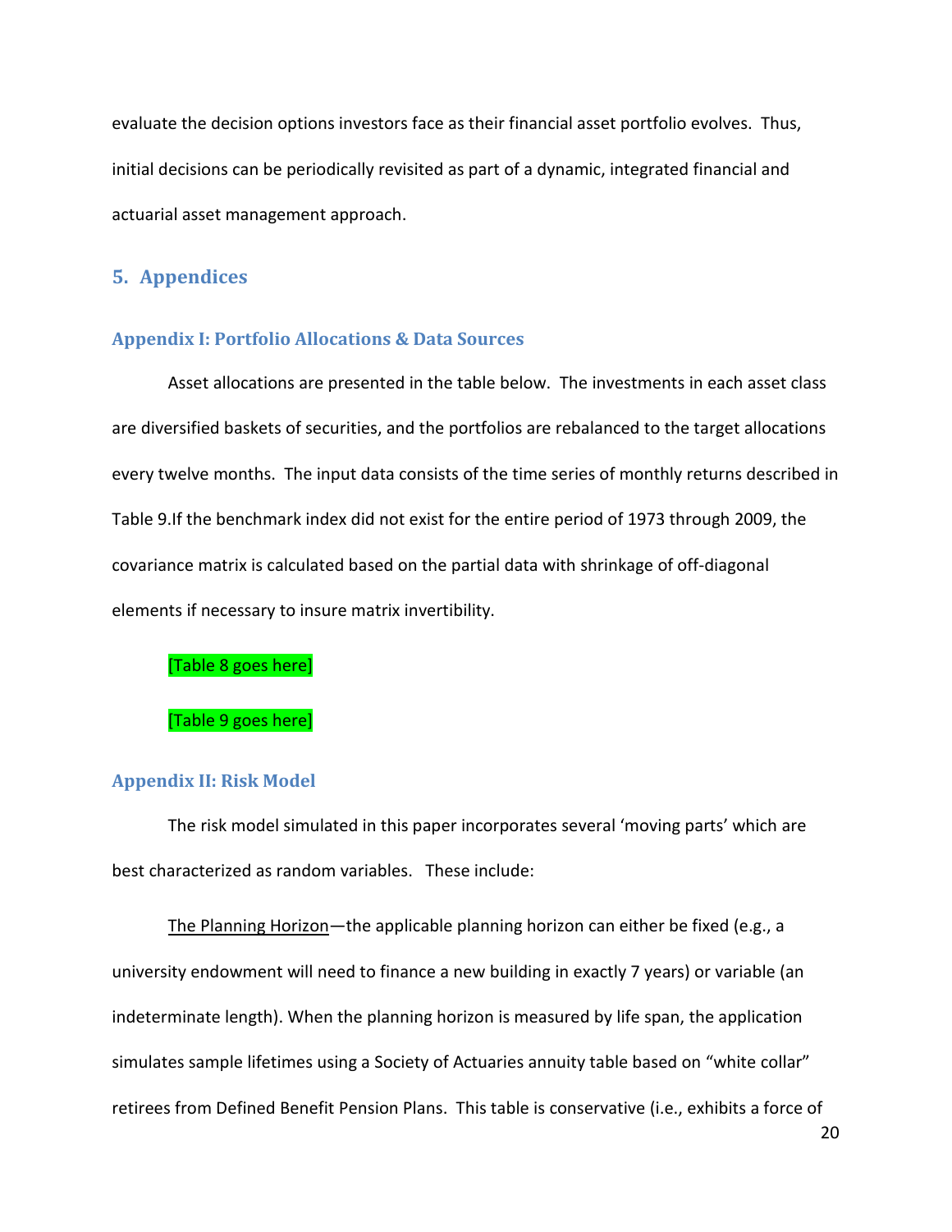evaluate the decision options investors face as their financial asset portfolio evolves. Thus, initial decisions can be periodically revisited as part of a dynamic, integrated financial and actuarial asset management approach.

## 5. Appendices

### Appendix I: Portfolio Allocations & Data Sources

Asset allocations are presented in the table below. The investments in each asset class are diversified baskets of securities, and the portfolios are rebalanced to the target allocations every twelve months. The input data consists of the time series of monthly returns described in Table 9.If the benchmark index did not exist for the entire period of 1973 through 2009, the covariance matrix is calculated based on the partial data with shrinkage of off-diagonal elements if necessary to insure matrix invertibility.

[Table 8 goes here]

[Table 9 goes here]

### Appendix II: Risk Model

The risk model simulated in this paper incorporates several 'moving parts' which are best characterized as random variables. These include:

<u>The Planning Horizon</u>—the applicable planning horizon can either be fixed (e.g., a university endowment will need to finance a new building in exactly 7 years) or variable (an indeterminate length). When the planning horizon is measured by life span, the application simulates sample lifetimes using a Society of Actuaries annuity table based on "white collar" retirees from Defined Benefit Pension Plans. This table is conservative (i.e., exhibits a force of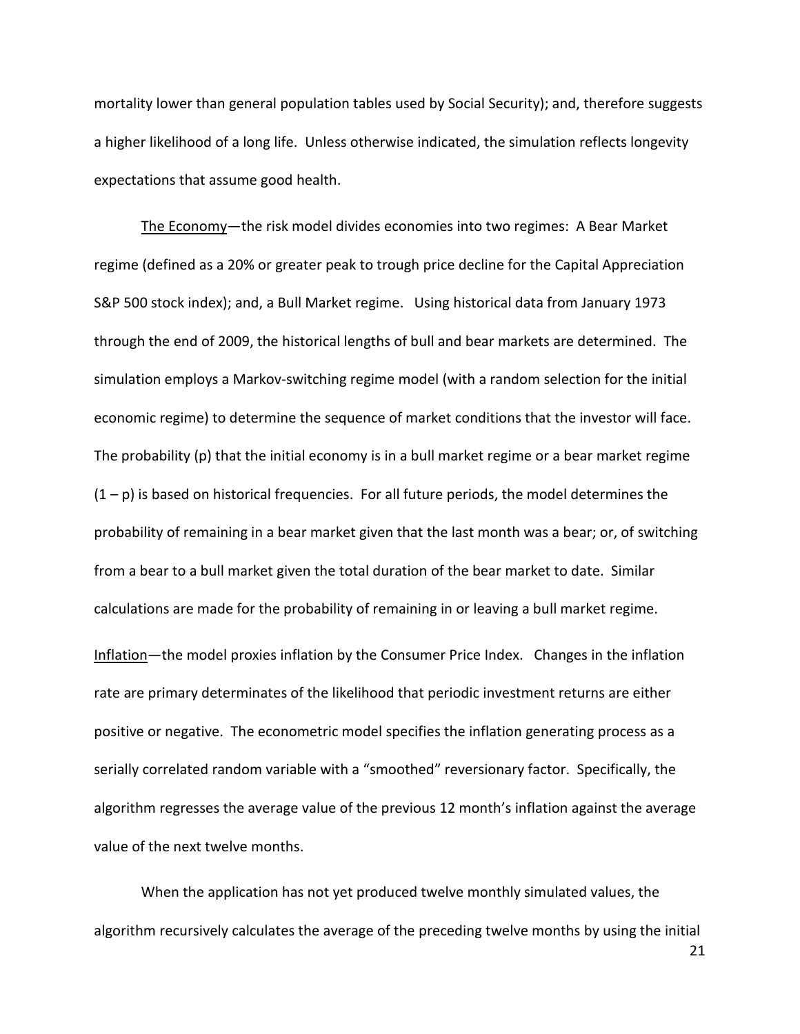mortality lower than general population tables used by Social Security); and, therefore suggests a higher likelihood of a long life. Unless otherwise indicated, the simulation reflects longevity expectations that assume good health.

The Economy—the risk model divides economies into two regimes: A Bear Market regime (defined as a 20% or greater peak to trough price decline for the Capital Appreciation S&P 500 stock index); and, a Bull Market regime. Using historical data from January 1973 through the end of 2009, the historical lengths of bull and bear markets are determined. The simulation employs a Markov-switching regime model (with a random selection for the initial economic regime) to determine the sequence of market conditions that the investor will face. The probability (p) that the initial economy is in a bull market regime or a bear market regime (1 – p) is based on historical frequencies. For all future periods, the model determines the probability of remaining in a bear market given that the last month was a bear; or, of switching from a bear to a bull market given the total duration of the bear market to date. Similar calculations are made for the probability of remaining in or leaving a bull market regime.

Inflation—the model proxies inflation by the Consumer Price Index. Changes in the inflation rate are primary determinates of the likelihood that periodic investment returns are either positive or negative. The econometric model specifies the inflation generating process as a serially correlated random variable with a "smoothed" reversionary factor. Specifically, the algorithm regresses the average value of the previous 12 month's inflation against the average value of the next twelve months.

When the application has not yet produced twelve monthly simulated values, the algorithm recursively calculates the average of the preceding twelve months by using the initial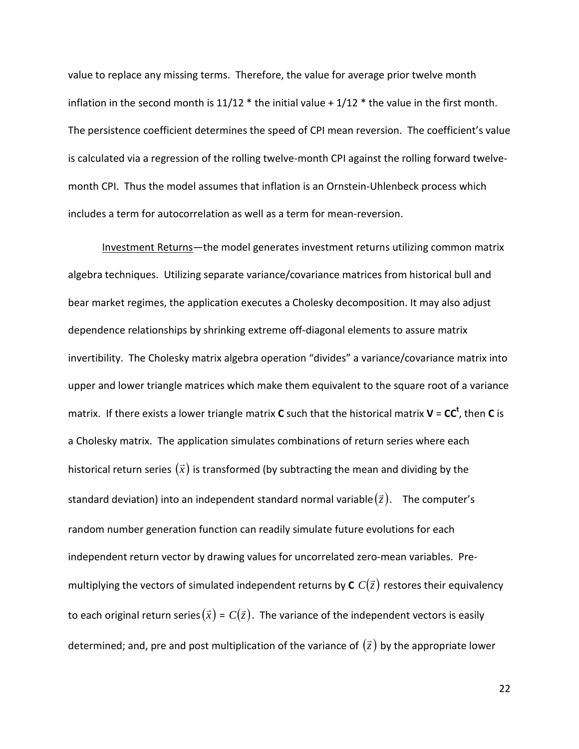value to replace any missing terms. Therefore, the value for average prior twelve month inflation in the second month is 11/12 * the initial value + 1/12 * the value in the first month. The persistence coefficient determines the speed of CPI mean reversion. The coefficient's value is calculated via a regression of the rolling twelve-month CPI against the rolling forward twelve-month CPI. Thus the model assumes that inflation is an Ornstein-Uhlenbeck process which includes a term for autocorrelation as well as a term for mean-reversion.

Investment Returns—the model generates investment returns utilizing common matrix algebra techniques. Utilizing separate variance/covariance matrices from historical bull and bear market regimes, the application executes a Cholesky decomposition. It may also adjust dependence relationships by shrinking extreme off-diagonal elements to assure matrix invertibility. The Cholesky matrix algebra operation "divides" a variance/covariance matrix into upper and lower triangle matrices which make them equivalent to the square root of a variance matrix. If there exists a lower triangle matrix **C** such that the historical matrix **V** = **CC**$^t$, then **C** is a Cholesky matrix. The application simulates combinations of return series where each historical return series $(\vec{x})$ is transformed (by subtracting the mean and dividing by the standard deviation) into an independent standard normal variable $(\vec{z})$. The computer's random number generation function can readily simulate future evolutions for each independent return vector by drawing values for uncorrelated zero-mean variables. Pre-multiplying the vectors of simulated independent returns by **C** $C(\vec{z})$ restores their equivalency to each original return series $(\vec{x}) = C(\vec{z})$. The variance of the independent vectors is easily determined; and, pre and post multiplication of the variance of $(\vec{z})$ by the appropriate lower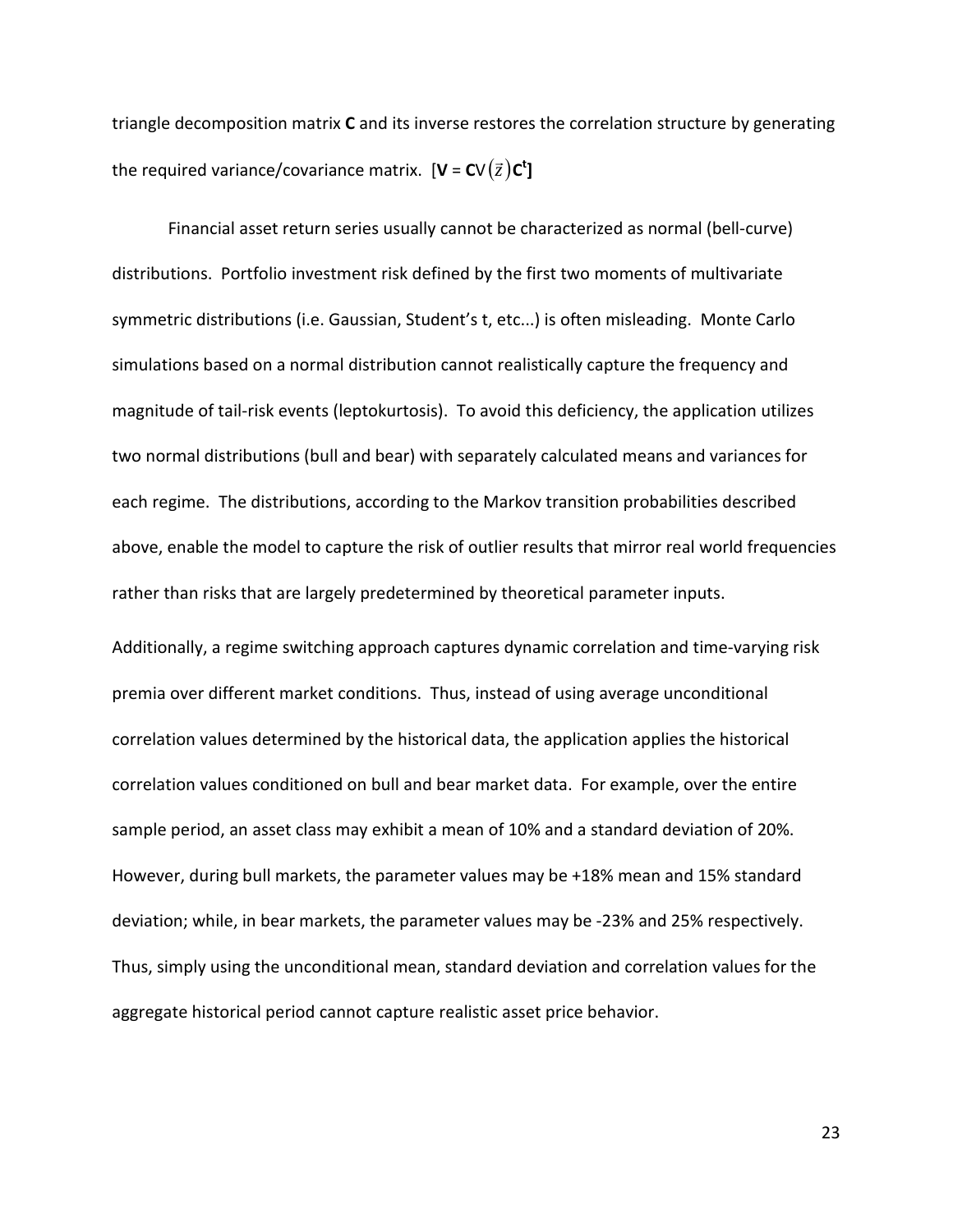triangle decomposition matrix **C** and its inverse restores the correlation structure by generating the required variance/covariance matrix. [$\mathbf{V} = \mathbf{C}V(\vec{z})\mathbf{C}^{t}$]

Financial asset return series usually cannot be characterized as normal (bell-curve) distributions. Portfolio investment risk defined by the first two moments of multivariate symmetric distributions (i.e. Gaussian, Student's t, etc...) is often misleading. Monte Carlo simulations based on a normal distribution cannot realistically capture the frequency and magnitude of tail-risk events (leptokurtosis). To avoid this deficiency, the application utilizes two normal distributions (bull and bear) with separately calculated means and variances for each regime. The distributions, according to the Markov transition probabilities described above, enable the model to capture the risk of outlier results that mirror real world frequencies rather than risks that are largely predetermined by theoretical parameter inputs.

Additionally, a regime switching approach captures dynamic correlation and time-varying risk premia over different market conditions. Thus, instead of using average unconditional correlation values determined by the historical data, the application applies the historical correlation values conditioned on bull and bear market data. For example, over the entire sample period, an asset class may exhibit a mean of 10% and a standard deviation of 20%. However, during bull markets, the parameter values may be +18% mean and 15% standard deviation; while, in bear markets, the parameter values may be -23% and 25% respectively. Thus, simply using the unconditional mean, standard deviation and correlation values for the aggregate historical period cannot capture realistic asset price behavior.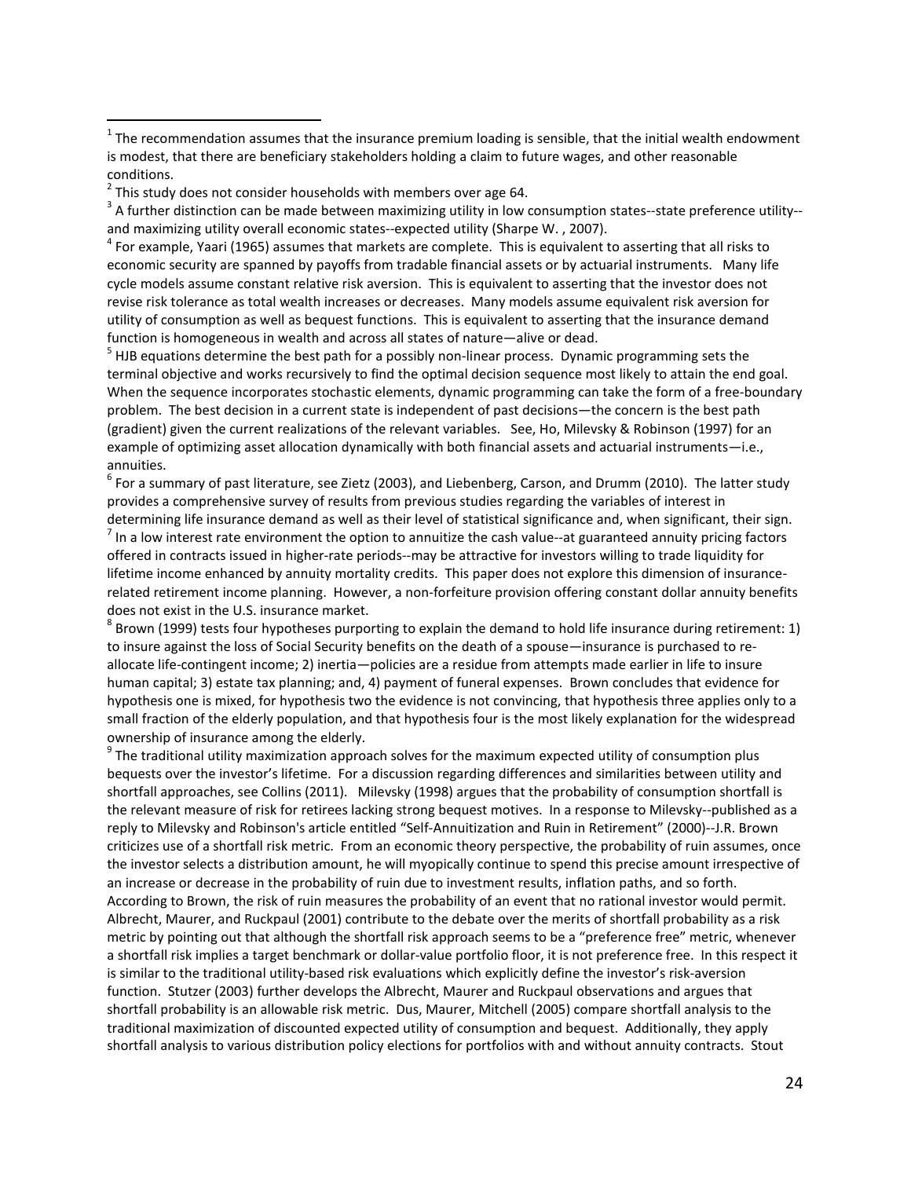[1] The recommendation assumes that the insurance premium loading is sensible, that the initial wealth endowment is modest, that there are beneficiary stakeholders holding a claim to future wages, and other reasonable conditions.

[2] This study does not consider households with members over age 64.

[3] A further distinction can be made between maximizing utility in low consumption states--state preference utility--and maximizing utility overall economic states--expected utility (Sharpe W. , 2007).

[4] For example, Yaari (1965) assumes that markets are complete. This is equivalent to asserting that all risks to economic security are spanned by payoffs from tradable financial assets or by actuarial instruments. Many life cycle models assume constant relative risk aversion. This is equivalent to asserting that the investor does not revise risk tolerance as total wealth increases or decreases. Many models assume equivalent risk aversion for utility of consumption as well as bequest functions. This is equivalent to asserting that the insurance demand function is homogeneous in wealth and across all states of nature—alive or dead.

[5] HJB equations determine the best path for a possibly non-linear process. Dynamic programming sets the terminal objective and works recursively to find the optimal decision sequence most likely to attain the end goal. When the sequence incorporates stochastic elements, dynamic programming can take the form of a free-boundary problem. The best decision in a current state is independent of past decisions—the concern is the best path (gradient) given the current realizations of the relevant variables. See, Ho, Milevsky & Robinson (1997) for an example of optimizing asset allocation dynamically with both financial assets and actuarial instruments—i.e., annuities.

[6] For a summary of past literature, see Zietz (2003), and Liebenberg, Carson, and Drumm (2010). The latter study provides a comprehensive survey of results from previous studies regarding the variables of interest in determining life insurance demand as well as their level of statistical significance and, when significant, their sign.

[7] In a low interest rate environment the option to annuitize the cash value--at guaranteed annuity pricing factors offered in contracts issued in higher-rate periods--may be attractive for investors willing to trade liquidity for lifetime income enhanced by annuity mortality credits. This paper does not explore this dimension of insurance-related retirement income planning. However, a non-forfeiture provision offering constant dollar annuity benefits does not exist in the U.S. insurance market.

[8] Brown (1999) tests four hypotheses purporting to explain the demand to hold life insurance during retirement: 1) to insure against the loss of Social Security benefits on the death of a spouse—insurance is purchased to re-allocate life-contingent income; 2) inertia—policies are a residue from attempts made earlier in life to insure human capital; 3) estate tax planning; and, 4) payment of funeral expenses. Brown concludes that evidence for hypothesis one is mixed, for hypothesis two the evidence is not convincing, that hypothesis three applies only to a small fraction of the elderly population, and that hypothesis four is the most likely explanation for the widespread ownership of insurance among the elderly.

[9] The traditional utility maximization approach solves for the maximum expected utility of consumption plus bequests over the investor's lifetime. For a discussion regarding differences and similarities between utility and shortfall approaches, see Collins (2011). Milevsky (1998) argues that the probability of consumption shortfall is the relevant measure of risk for retirees lacking strong bequest motives. In a response to Milevsky--published as a reply to Milevsky and Robinson's article entitled "Self-Annuitization and Ruin in Retirement" (2000)--J.R. Brown criticizes use of a shortfall risk metric. From an economic theory perspective, the probability of ruin assumes, once the investor selects a distribution amount, he will myopically continue to spend this precise amount irrespective of an increase or decrease in the probability of ruin due to investment results, inflation paths, and so forth. According to Brown, the risk of ruin measures the probability of an event that no rational investor would permit. Albrecht, Maurer, and Ruckpaul (2001) contribute to the debate over the merits of shortfall probability as a risk metric by pointing out that although the shortfall risk approach seems to be a "preference free" metric, whenever a shortfall risk implies a target benchmark or dollar-value portfolio floor, it is not preference free. In this respect it is similar to the traditional utility-based risk evaluations which explicitly define the investor's risk-aversion function. Stutzer (2003) further develops the Albrecht, Maurer and Ruckpaul observations and argues that shortfall probability is an allowable risk metric. Dus, Maurer, Mitchell (2005) compare shortfall analysis to the traditional maximization of discounted expected utility of consumption and bequest. Additionally, they apply shortfall analysis to various distribution policy elections for portfolios with and without annuity contracts. Stout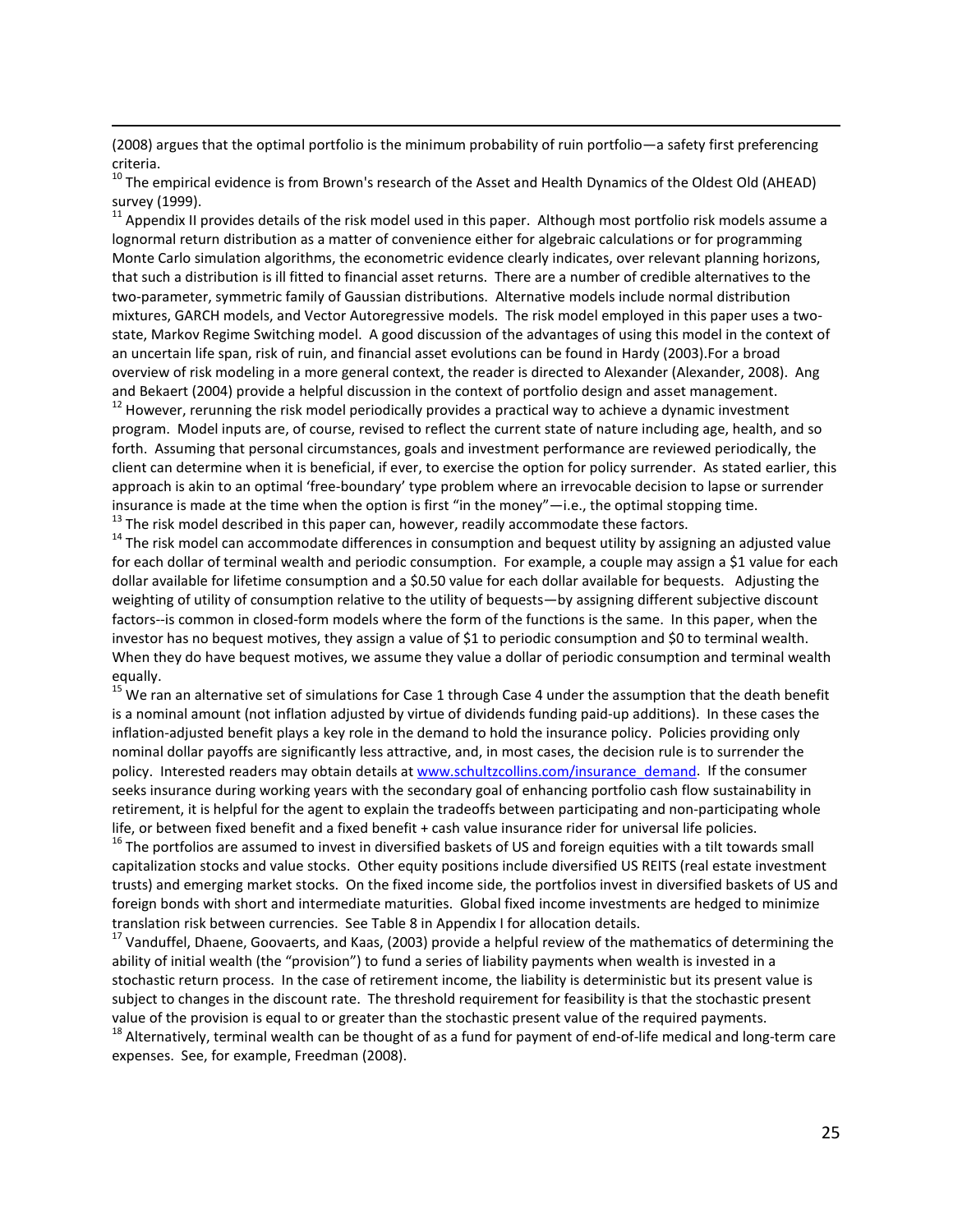(2008) argues that the optimal portfolio is the minimum probability of ruin portfolio—a safety first preferencing criteria.

[10] The empirical evidence is from Brown's research of the Asset and Health Dynamics of the Oldest Old (AHEAD) survey (1999).

[11] Appendix II provides details of the risk model used in this paper. Although most portfolio risk models assume a lognormal return distribution as a matter of convenience either for algebraic calculations or for programming Monte Carlo simulation algorithms, the econometric evidence clearly indicates, over relevant planning horizons, that such a distribution is ill fitted to financial asset returns. There are a number of credible alternatives to the two-parameter, symmetric family of Gaussian distributions. Alternative models include normal distribution mixtures, GARCH models, and Vector Autoregressive models. The risk model employed in this paper uses a two-state, Markov Regime Switching model. A good discussion of the advantages of using this model in the context of an uncertain life span, risk of ruin, and financial asset evolutions can be found in Hardy (2003).For a broad overview of risk modeling in a more general context, the reader is directed to Alexander (Alexander, 2008). Ang and Bekaert (2004) provide a helpful discussion in the context of portfolio design and asset management.

[12] However, rerunning the risk model periodically provides a practical way to achieve a dynamic investment program. Model inputs are, of course, revised to reflect the current state of nature including age, health, and so forth. Assuming that personal circumstances, goals and investment performance are reviewed periodically, the client can determine when it is beneficial, if ever, to exercise the option for policy surrender. As stated earlier, this approach is akin to an optimal 'free-boundary' type problem where an irrevocable decision to lapse or surrender insurance is made at the time when the option is first "in the money"—i.e., the optimal stopping time.

[13] The risk model described in this paper can, however, readily accommodate these factors.

[14] The risk model can accommodate differences in consumption and bequest utility by assigning an adjusted value for each dollar of terminal wealth and periodic consumption. For example, a couple may assign a $1 value for each dollar available for lifetime consumption and a $0.50 value for each dollar available for bequests. Adjusting the weighting of utility of consumption relative to the utility of bequests—by assigning different subjective discount factors--is common in closed-form models where the form of the functions is the same. In this paper, when the investor has no bequest motives, they assign a value of $1 to periodic consumption and $0 to terminal wealth. When they do have bequest motives, we assume they value a dollar of periodic consumption and terminal wealth equally.

[15] We ran an alternative set of simulations for Case 1 through Case 4 under the assumption that the death benefit is a nominal amount (not inflation adjusted by virtue of dividends funding paid-up additions). In these cases the inflation-adjusted benefit plays a key role in the demand to hold the insurance policy. Policies providing only nominal dollar payoffs are significantly less attractive, and, in most cases, the decision rule is to surrender the policy. Interested readers may obtain details at www.schultzcollins.com/insurance_demand. If the consumer seeks insurance during working years with the secondary goal of enhancing portfolio cash flow sustainability in retirement, it is helpful for the agent to explain the tradeoffs between participating and non-participating whole life, or between fixed benefit and a fixed benefit + cash value insurance rider for universal life policies.

[16] The portfolios are assumed to invest in diversified baskets of US and foreign equities with a tilt towards small capitalization stocks and value stocks. Other equity positions include diversified US REITS (real estate investment trusts) and emerging market stocks. On the fixed income side, the portfolios invest in diversified baskets of US and foreign bonds with short and intermediate maturities. Global fixed income investments are hedged to minimize translation risk between currencies. See Table 8 in Appendix I for allocation details.

[17] Vanduffel, Dhaene, Goovaerts, and Kaas, (2003) provide a helpful review of the mathematics of determining the ability of initial wealth (the "provision") to fund a series of liability payments when wealth is invested in a stochastic return process. In the case of retirement income, the liability is deterministic but its present value is subject to changes in the discount rate. The threshold requirement for feasibility is that the stochastic present value of the provision is equal to or greater than the stochastic present value of the required payments.

[18] Alternatively, terminal wealth can be thought of as a fund for payment of end-of-life medical and long-term care expenses. See, for example, Freedman (2008).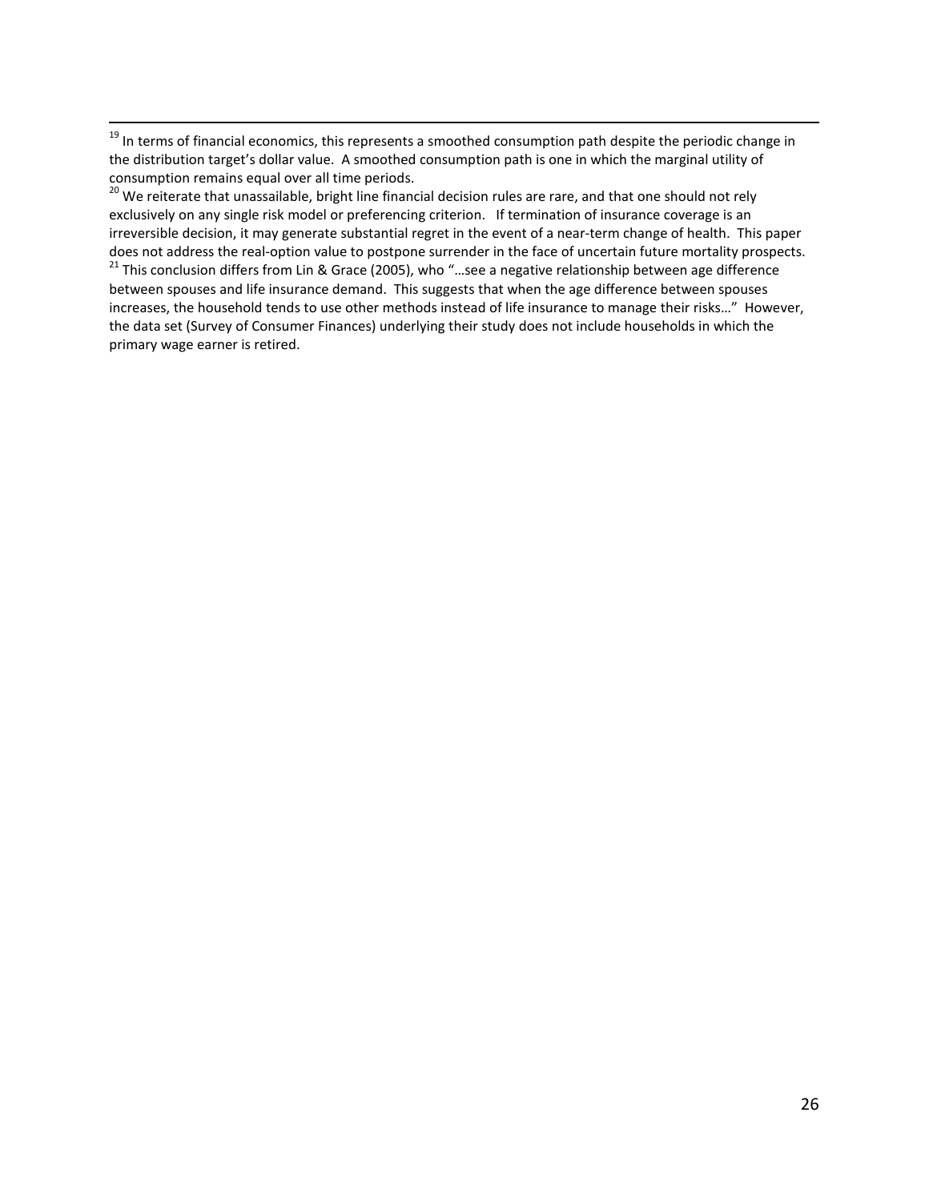[19] In terms of financial economics, this represents a smoothed consumption path despite the periodic change in the distribution target's dollar value. A smoothed consumption path is one in which the marginal utility of consumption remains equal over all time periods.

[20] We reiterate that unassailable, bright line financial decision rules are rare, and that one should not rely exclusively on any single risk model or preferencing criterion. If termination of insurance coverage is an irreversible decision, it may generate substantial regret in the event of a near-term change of health. This paper does not address the real-option value to postpone surrender in the face of uncertain future mortality prospects.

[21] This conclusion differs from Lin & Grace (2005), who "…see a negative relationship between age difference between spouses and life insurance demand. This suggests that when the age difference between spouses increases, the household tends to use other methods instead of life insurance to manage their risks…" However, the data set (Survey of Consumer Finances) underlying their study does not include households in which the primary wage earner is retired.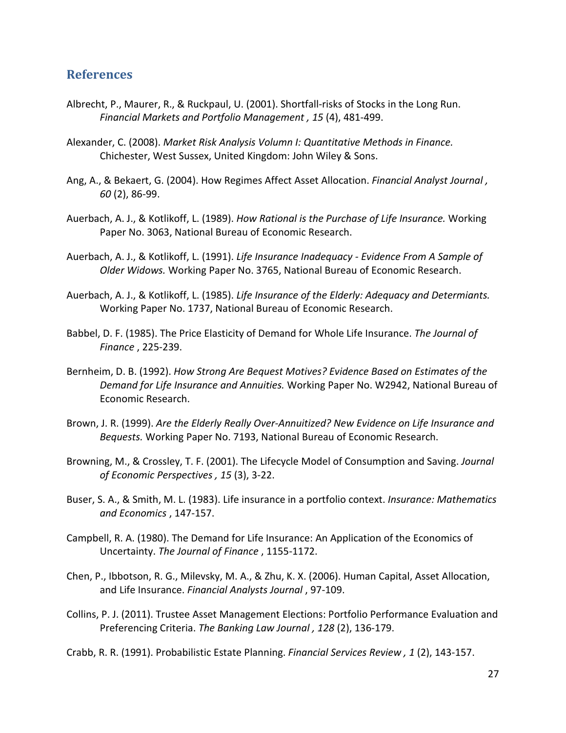## References

Albrecht, P., Maurer, R., & Ruckpaul, U. (2001). Shortfall-risks of Stocks in the Long Run. *Financial Markets and Portfolio Management , 15* (4), 481-499.

Alexander, C. (2008). *Market Risk Analysis Volumn I: Quantitative Methods in Finance.* Chichester, West Sussex, United Kingdom: John Wiley & Sons.

Ang, A., & Bekaert, G. (2004). How Regimes Affect Asset Allocation. *Financial Analyst Journal , 60* (2), 86-99.

Auerbach, A. J., & Kotlikoff, L. (1989). *How Rational is the Purchase of Life Insurance.* Working Paper No. 3063, National Bureau of Economic Research.

Auerbach, A. J., & Kotlikoff, L. (1991). *Life Insurance Inadequacy - Evidence From A Sample of Older Widows.* Working Paper No. 3765, National Bureau of Economic Research.

Auerbach, A. J., & Kotlikoff, L. (1985). *Life Insurance of the Elderly: Adequacy and Determiants.* Working Paper No. 1737, National Bureau of Economic Research.

Babbel, D. F. (1985). The Price Elasticity of Demand for Whole Life Insurance. *The Journal of Finance* , 225-239.

Bernheim, D. B. (1992). *How Strong Are Bequest Motives? Evidence Based on Estimates of the Demand for Life Insurance and Annuities.* Working Paper No. W2942, National Bureau of Economic Research.

Brown, J. R. (1999). *Are the Elderly Really Over-Annuitized? New Evidence on Life Insurance and Bequests.* Working Paper No. 7193, National Bureau of Economic Research.

Browning, M., & Crossley, T. F. (2001). The Lifecycle Model of Consumption and Saving. *Journal of Economic Perspectives , 15* (3), 3-22.

Buser, S. A., & Smith, M. L. (1983). Life insurance in a portfolio context. *Insurance: Mathematics and Economics* , 147-157.

Campbell, R. A. (1980). The Demand for Life Insurance: An Application of the Economics of Uncertainty. *The Journal of Finance* , 1155-1172.

Chen, P., Ibbotson, R. G., Milevsky, M. A., & Zhu, K. X. (2006). Human Capital, Asset Allocation, and Life Insurance. *Financial Analysts Journal* , 97-109.

Collins, P. J. (2011). Trustee Asset Management Elections: Portfolio Performance Evaluation and Preferencing Criteria. *The Banking Law Journal , 128* (2), 136-179.

Crabb, R. R. (1991). Probabilistic Estate Planning. *Financial Services Review , 1* (2), 143-157.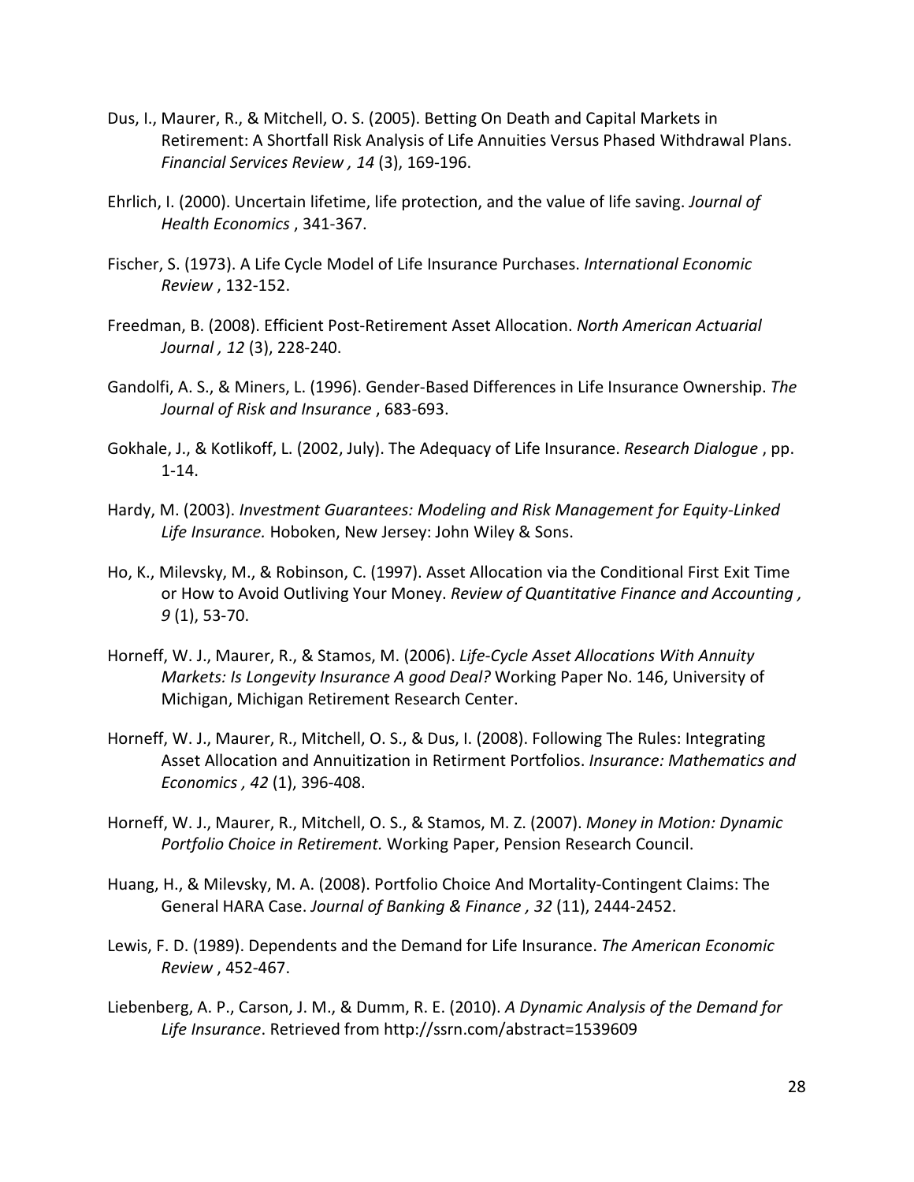Dus, I., Maurer, R., & Mitchell, O. S. (2005). Betting On Death and Capital Markets in Retirement: A Shortfall Risk Analysis of Life Annuities Versus Phased Withdrawal Plans. *Financial Services Review , 14* (3), 169-196.

Ehrlich, I. (2000). Uncertain lifetime, life protection, and the value of life saving. *Journal of Health Economics* , 341-367.

Fischer, S. (1973). A Life Cycle Model of Life Insurance Purchases. *International Economic Review* , 132-152.

Freedman, B. (2008). Efficient Post-Retirement Asset Allocation. *North American Actuarial Journal , 12* (3), 228-240.

Gandolfi, A. S., & Miners, L. (1996). Gender-Based Differences in Life Insurance Ownership. *The Journal of Risk and Insurance* , 683-693.

Gokhale, J., & Kotlikoff, L. (2002, July). The Adequacy of Life Insurance. *Research Dialogue* , pp. 1-14.

Hardy, M. (2003). *Investment Guarantees: Modeling and Risk Management for Equity-Linked Life Insurance.* Hoboken, New Jersey: John Wiley & Sons.

Ho, K., Milevsky, M., & Robinson, C. (1997). Asset Allocation via the Conditional First Exit Time or How to Avoid Outliving Your Money. *Review of Quantitative Finance and Accounting , 9* (1), 53-70.

Horneff, W. J., Maurer, R., & Stamos, M. (2006). *Life-Cycle Asset Allocations With Annuity Markets: Is Longevity Insurance A good Deal?* Working Paper No. 146, University of Michigan, Michigan Retirement Research Center.

Horneff, W. J., Maurer, R., Mitchell, O. S., & Dus, I. (2008). Following The Rules: Integrating Asset Allocation and Annuitization in Retirment Portfolios. *Insurance: Mathematics and Economics , 42* (1), 396-408.

Horneff, W. J., Maurer, R., Mitchell, O. S., & Stamos, M. Z. (2007). *Money in Motion: Dynamic Portfolio Choice in Retirement.* Working Paper, Pension Research Council.

Huang, H., & Milevsky, M. A. (2008). Portfolio Choice And Mortality-Contingent Claims: The General HARA Case. *Journal of Banking & Finance , 32* (11), 2444-2452.

Lewis, F. D. (1989). Dependents and the Demand for Life Insurance. *The American Economic Review* , 452-467.

Liebenberg, A. P., Carson, J. M., & Dumm, R. E. (2010). *A Dynamic Analysis of the Demand for Life Insurance*. Retrieved from http://ssrn.com/abstract=1539609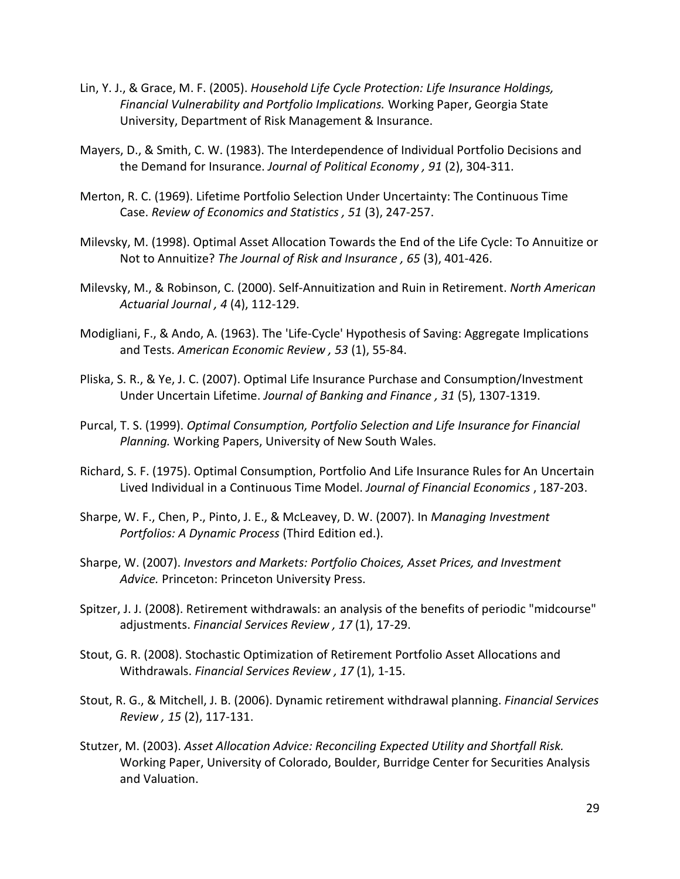Lin, Y. J., & Grace, M. F. (2005). *Household Life Cycle Protection: Life Insurance Holdings, Financial Vulnerability and Portfolio Implications.* Working Paper, Georgia State University, Department of Risk Management & Insurance.

Mayers, D., & Smith, C. W. (1983). The Interdependence of Individual Portfolio Decisions and the Demand for Insurance. *Journal of Political Economy , 91* (2), 304-311.

Merton, R. C. (1969). Lifetime Portfolio Selection Under Uncertainty: The Continuous Time Case. *Review of Economics and Statistics , 51* (3), 247-257.

Milevsky, M. (1998). Optimal Asset Allocation Towards the End of the Life Cycle: To Annuitize or Not to Annuitize? *The Journal of Risk and Insurance , 65* (3), 401-426.

Milevsky, M., & Robinson, C. (2000). Self-Annuitization and Ruin in Retirement. *North American Actuarial Journal , 4* (4), 112-129.

Modigliani, F., & Ando, A. (1963). The 'Life-Cycle' Hypothesis of Saving: Aggregate Implications and Tests. *American Economic Review , 53* (1), 55-84.

Pliska, S. R., & Ye, J. C. (2007). Optimal Life Insurance Purchase and Consumption/Investment Under Uncertain Lifetime. *Journal of Banking and Finance , 31* (5), 1307-1319.

Purcal, T. S. (1999). *Optimal Consumption, Portfolio Selection and Life Insurance for Financial Planning.* Working Papers, University of New South Wales.

Richard, S. F. (1975). Optimal Consumption, Portfolio And Life Insurance Rules for An Uncertain Lived Individual in a Continuous Time Model. *Journal of Financial Economics* , 187-203.

Sharpe, W. F., Chen, P., Pinto, J. E., & McLeavey, D. W. (2007). In *Managing Investment Portfolios: A Dynamic Process* (Third Edition ed.).

Sharpe, W. (2007). *Investors and Markets: Portfolio Choices, Asset Prices, and Investment Advice.* Princeton: Princeton University Press.

Spitzer, J. J. (2008). Retirement withdrawals: an analysis of the benefits of periodic "midcourse" adjustments. *Financial Services Review , 17* (1), 17-29.

Stout, G. R. (2008). Stochastic Optimization of Retirement Portfolio Asset Allocations and Withdrawals. *Financial Services Review , 17* (1), 1-15.

Stout, R. G., & Mitchell, J. B. (2006). Dynamic retirement withdrawal planning. *Financial Services Review , 15* (2), 117-131.

Stutzer, M. (2003). *Asset Allocation Advice: Reconciling Expected Utility and Shortfall Risk.* Working Paper, University of Colorado, Boulder, Burridge Center for Securities Analysis and Valuation.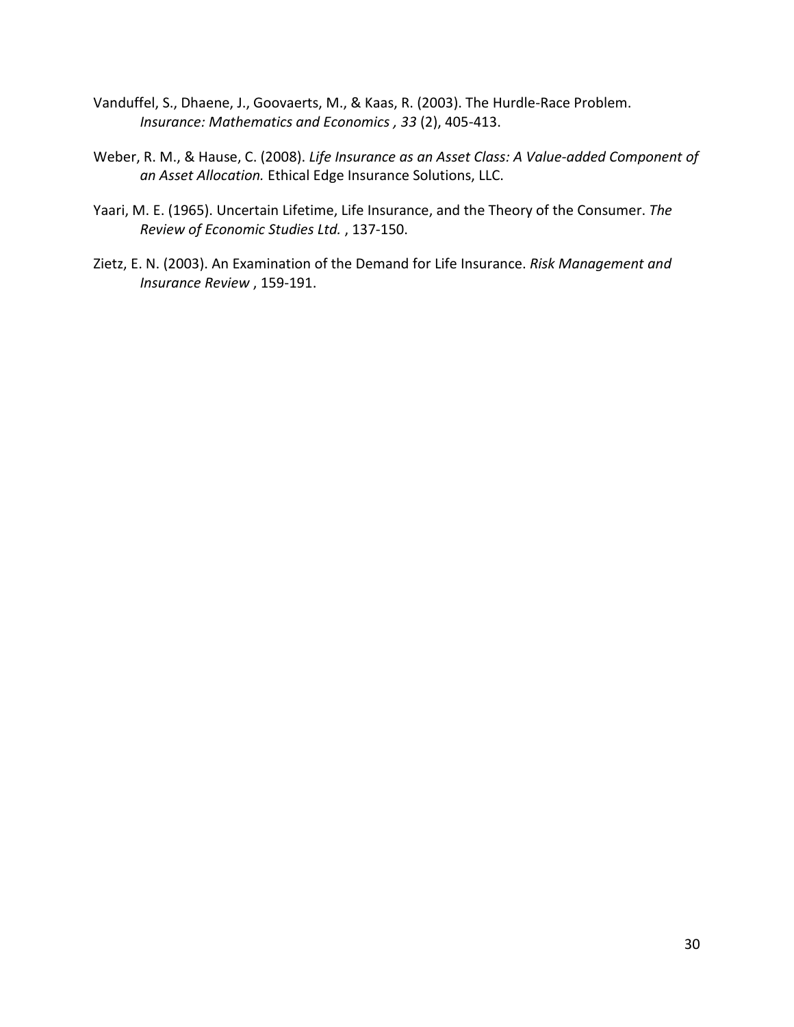Vanduffel, S., Dhaene, J., Goovaerts, M., & Kaas, R. (2003). The Hurdle-Race Problem. *Insurance: Mathematics and Economics , 33* (2), 405-413.

Weber, R. M., & Hause, C. (2008). *Life Insurance as an Asset Class: A Value-added Component of an Asset Allocation.* Ethical Edge Insurance Solutions, LLC.

Yaari, M. E. (1965). Uncertain Lifetime, Life Insurance, and the Theory of the Consumer. *The Review of Economic Studies Ltd.* , 137-150.

Zietz, E. N. (2003). An Examination of the Demand for Life Insurance. *Risk Management and Insurance Review* , 159-191.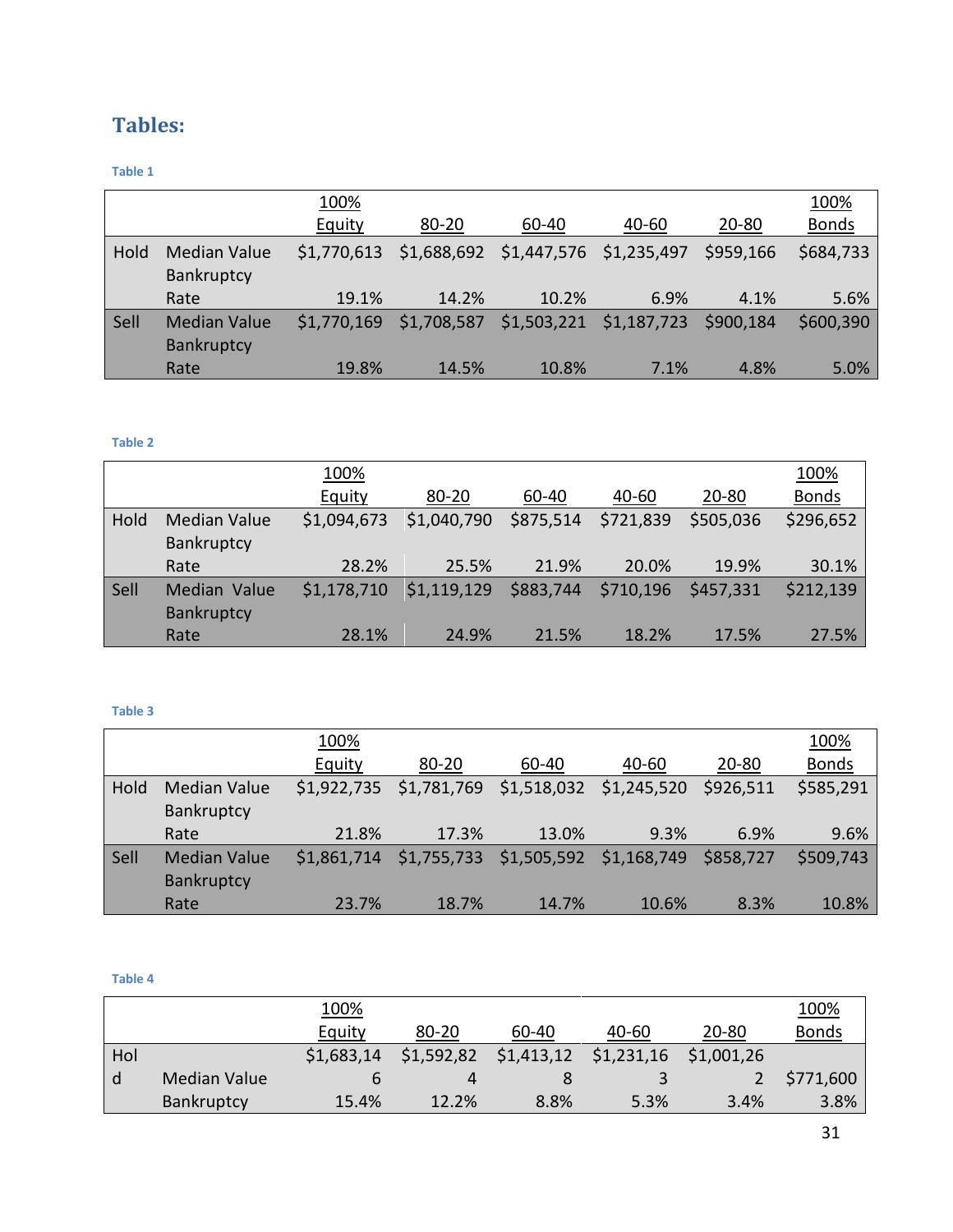## Tables:

Table 1

| | | 100% Equity | 80-20 | 60-40 | 40-60 | 20-80 | 100% Bonds |
|---|---|---|---|---|---|---|---|
| Hold | Median Value | $1,770,613 | $1,688,692 | $1,447,576 | $1,235,497 | $959,166 | $684,733 |
| | Bankruptcy Rate | 19.1% | 14.2% | 10.2% | 6.9% | 4.1% | 5.6% |
| Sell | Median Value | $1,770,169 | $1,708,587 | $1,503,221 | $1,187,723 | $900,184 | $600,390 |
| | Bankruptcy Rate | 19.8% | 14.5% | 10.8% | 7.1% | 4.8% | 5.0% |

Table 2

| | | 100% Equity | 80-20 | 60-40 | 40-60 | 20-80 | 100% Bonds |
|---|---|---|---|---|---|---|---|
| Hold | Median Value | $1,094,673 | $1,040,790 | $875,514 | $721,839 | $505,036 | $296,652 |
| | Bankruptcy Rate | 28.2% | 25.5% | 21.9% | 20.0% | 19.9% | 30.1% |
| Sell | Median Value | $1,178,710 | $1,119,129 | $883,744 | $710,196 | $457,331 | $212,139 |
| | Bankruptcy Rate | 28.1% | 24.9% | 21.5% | 18.2% | 17.5% | 27.5% |

Table 3

| | | 100% Equity | 80-20 | 60-40 | 40-60 | 20-80 | 100% Bonds |
|---|---|---|---|---|---|---|---|
| Hold | Median Value | $1,922,735 | $1,781,769 | $1,518,032 | $1,245,520 | $926,511 | $585,291 |
| | Bankruptcy Rate | 21.8% | 17.3% | 13.0% | 9.3% | 6.9% | 9.6% |
| Sell | Median Value | $1,861,714 | $1,755,733 | $1,505,592 | $1,168,749 | $858,727 | $509,743 |
| | Bankruptcy Rate | 23.7% | 18.7% | 14.7% | 10.6% | 8.3% | 10.8% |

Table 4

| | | 100% Equity | 80-20 | 60-40 | 40-60 | 20-80 | 100% Bonds |
|---|---|---|---|---|---|---|---|
| Hold | Median Value | $1,683,146 | $1,592,824 | $1,413,128 | $1,231,163 | $1,001,262 | $771,600 |
| | Bankruptcy | 15.4% | 12.2% | 8.8% | 5.3% | 3.4% | 3.8% |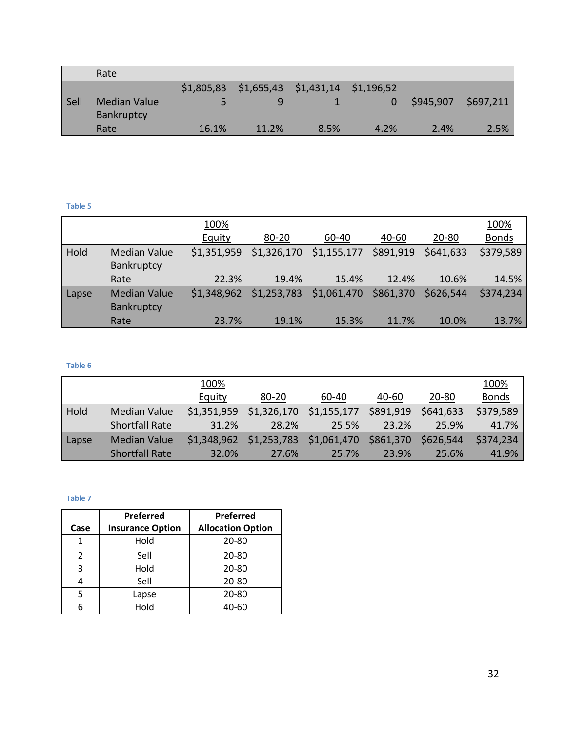| | Rate | | | | | | |
|---|---|---|---|---|---|---|---|
| Sell | Median Value | $1,805,835 | $1,655,439 | $1,431,141 | $1,196,520 | $945,907 | $697,211 |
| | Bankruptcy Rate | 16.1% | 11.2% | 8.5% | 4.2% | 2.4% | 2.5% |

Table 5

| | | 100% Equity | 80-20 | 60-40 | 40-60 | 20-80 | 100% Bonds |
|---|---|---|---|---|---|---|---|
| Hold | Median Value | $1,351,959 | $1,326,170 | $1,155,177 | $891,919 | $641,633 | $379,589 |
| | Bankruptcy Rate | 22.3% | 19.4% | 15.4% | 12.4% | 10.6% | 14.5% |
| Lapse | Median Value | $1,348,962 | $1,253,783 | $1,061,470 | $861,370 | $626,544 | $374,234 |
| | Bankruptcy Rate | 23.7% | 19.1% | 15.3% | 11.7% | 10.0% | 13.7% |

Table 6

| | | 100% Equity | 80-20 | 60-40 | 40-60 | 20-80 | 100% Bonds |
|---|---|---|---|---|---|---|---|
| Hold | Median Value | $1,351,959 | $1,326,170 | $1,155,177 | $891,919 | $641,633 | $379,589 |
| | Shortfall Rate | 31.2% | 28.2% | 25.5% | 23.2% | 25.9% | 41.7% |
| Lapse | Median Value | $1,348,962 | $1,253,783 | $1,061,470 | $861,370 | $626,544 | $374,234 |
| | Shortfall Rate | 32.0% | 27.6% | 25.7% | 23.9% | 25.6% | 41.9% |

Table 7

| Case | Preferred Insurance Option | Preferred Allocation Option |
|---|---|---|
| 1 | Hold | 20-80 |
| 2 | Sell | 20-80 |
| 3 | Hold | 20-80 |
| 4 | Sell | 20-80 |
| 5 | Lapse | 20-80 |
| 6 | Hold | 40-60 |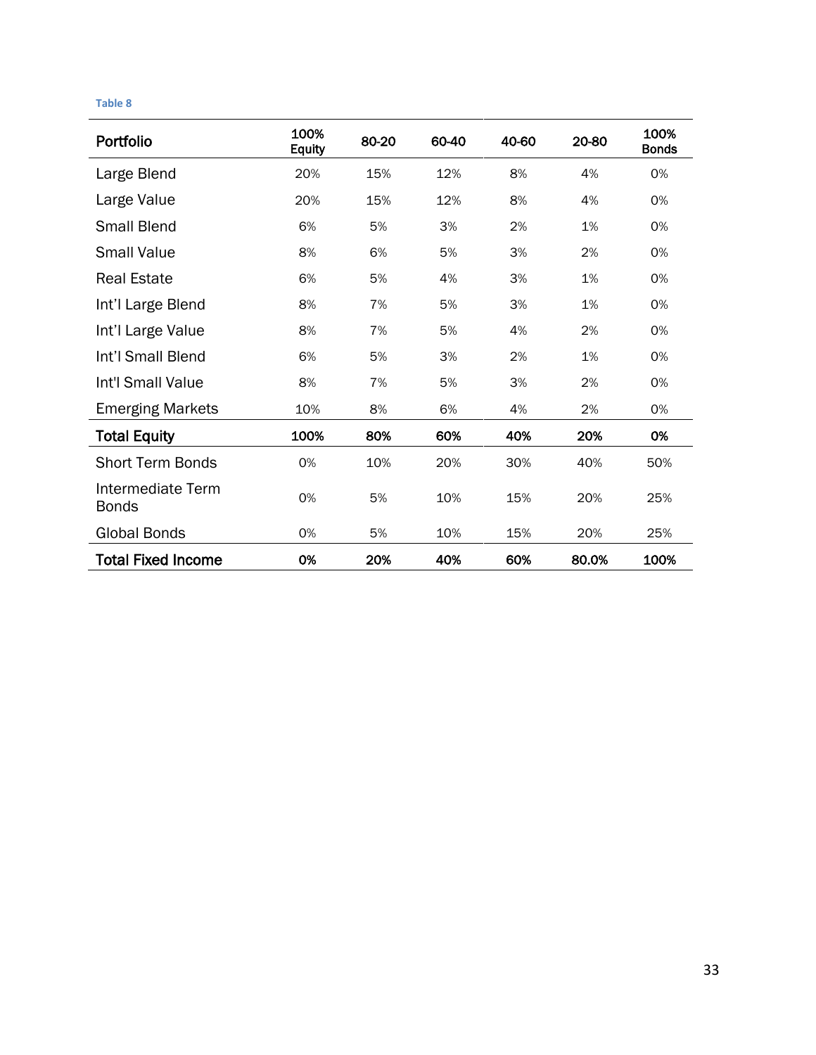Table 8

| Portfolio | 100% Equity | 80-20 | 60-40 | 40-60 | 20-80 | 100% Bonds |
|---|---|---|---|---|---|---|
| Large Blend | 20% | 15% | 12% | 8% | 4% | 0% |
| Large Value | 20% | 15% | 12% | 8% | 4% | 0% |
| Small Blend | 6% | 5% | 3% | 2% | 1% | 0% |
| Small Value | 8% | 6% | 5% | 3% | 2% | 0% |
| Real Estate | 6% | 5% | 4% | 3% | 1% | 0% |
| Int'l Large Blend | 8% | 7% | 5% | 3% | 1% | 0% |
| Int'l Large Value | 8% | 7% | 5% | 4% | 2% | 0% |
| Int'l Small Blend | 6% | 5% | 3% | 2% | 1% | 0% |
| Int'l Small Value | 8% | 7% | 5% | 3% | 2% | 0% |
| Emerging Markets | 10% | 8% | 6% | 4% | 2% | 0% |
| **Total Equity** | **100%** | **80%** | **60%** | **40%** | **20%** | **0%** |
| Short Term Bonds | 0% | 10% | 20% | 30% | 40% | 50% |
| Intermediate Term Bonds | 0% | 5% | 10% | 15% | 20% | 25% |
| Global Bonds | 0% | 5% | 10% | 15% | 20% | 25% |
| **Total Fixed Income** | **0%** | **20%** | **40%** | **60%** | **80.0%** | **100%** |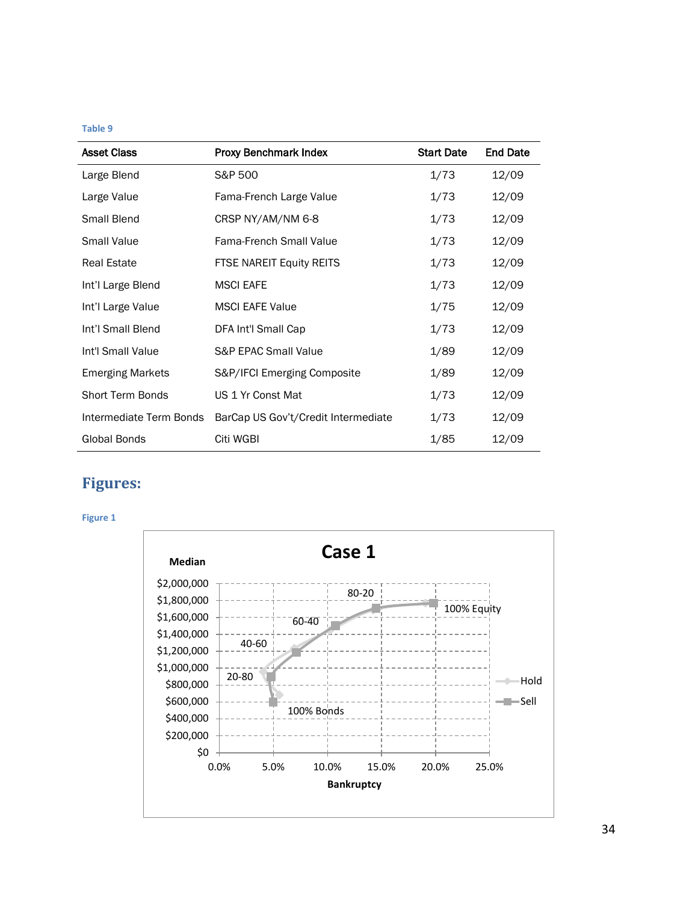Table 9

| Asset Class | Proxy Benchmark Index | Start Date | End Date |
|---|---|---|---|
| Large Blend | S&P 500 | 1/73 | 12/09 |
| Large Value | Fama-French Large Value | 1/73 | 12/09 |
| Small Blend | CRSP NY/AM/NM 6-8 | 1/73 | 12/09 |
| Small Value | Fama-French Small Value | 1/73 | 12/09 |
| Real Estate | FTSE NAREIT Equity REITS | 1/73 | 12/09 |
| Int'l Large Blend | MSCI EAFE | 1/73 | 12/09 |
| Int'l Large Value | MSCI EAFE Value | 1/75 | 12/09 |
| Int'l Small Blend | DFA Int'l Small Cap | 1/73 | 12/09 |
| Int'l Small Value | S&P EPAC Small Value | 1/89 | 12/09 |
| Emerging Markets | S&P/IFCI Emerging Composite | 1/89 | 12/09 |
| Short Term Bonds | US 1 Yr Const Mat | 1/73 | 12/09 |
| Intermediate Term Bonds | BarCap US Gov't/Credit Intermediate | 1/73 | 12/09 |
| Global Bonds | Citi WGBI | 1/85 | 12/09 |

## Figures:

Figure 1

Case 1

Median

$2,000,000
$1,800,000
$1,600,000
$1,400,000
$1,200,000
$1,000,000
$800,000
$600,000
$400,000
$200,000
$0

0.0% 5.0% 10.0% 15.0% 20.0% 25.0%

Bankruptcy

80-20
60-40
40-60
20-80
100% Bonds
100% Equity

Hold
Sell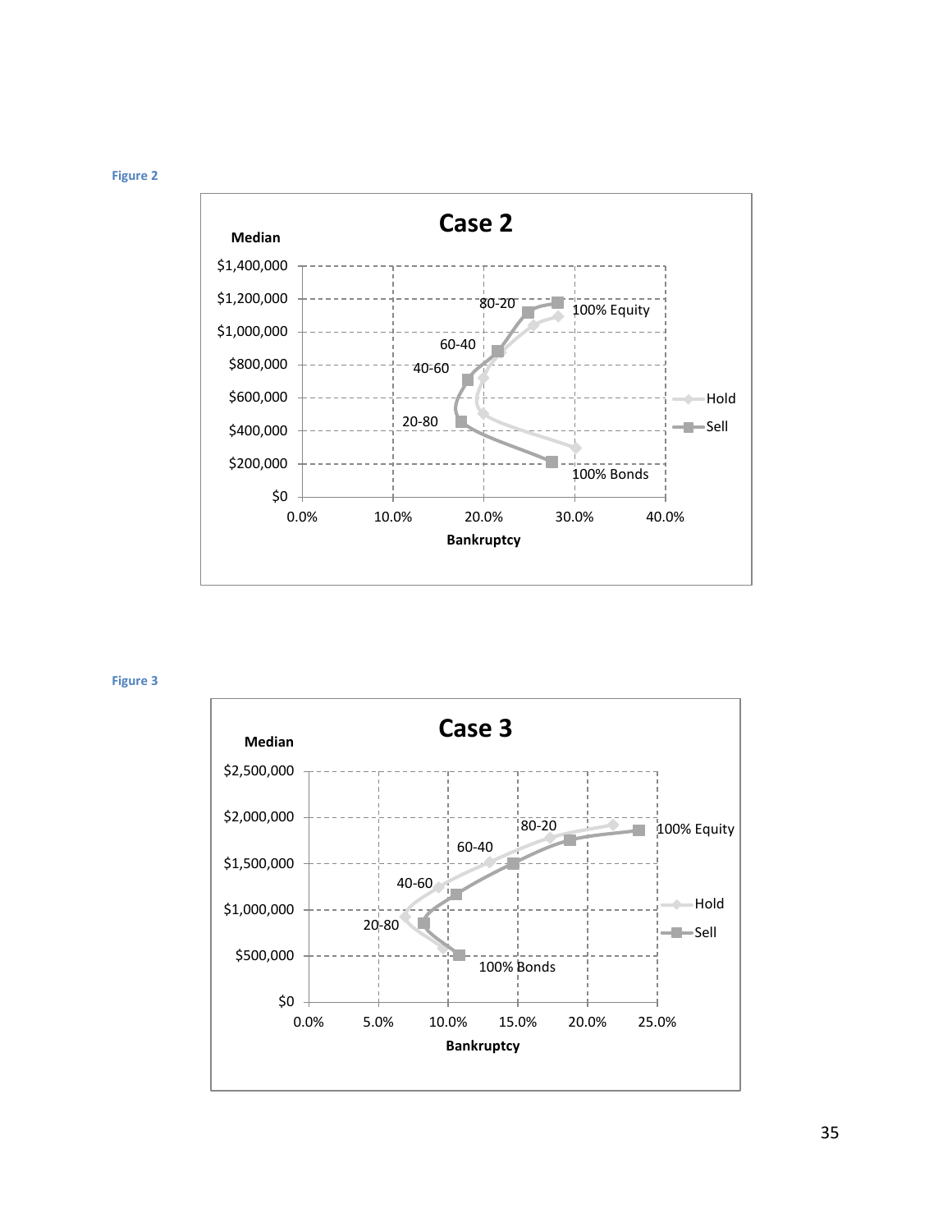Figure 2

Case 2

Median

$1,400,000
$1,200,000
$1,000,000
$800,000
$600,000
$400,000
$200,000
$0

0.0% 10.0% 20.0% 30.0% 40.0%

Bankruptcy

80-20
100% Equity
60-40
40-60
20-80
100% Bonds

Hold
Sell

Figure 3

Case 3

Median

$2,500,000
$2,000,000
$1,500,000
$1,000,000
$500,000
$0

0.0% 5.0% 10.0% 15.0% 20.0% 25.0%

Bankruptcy

80-20
100% Equity
60-40
40-60
20-80
100% Bonds

Hold
Sell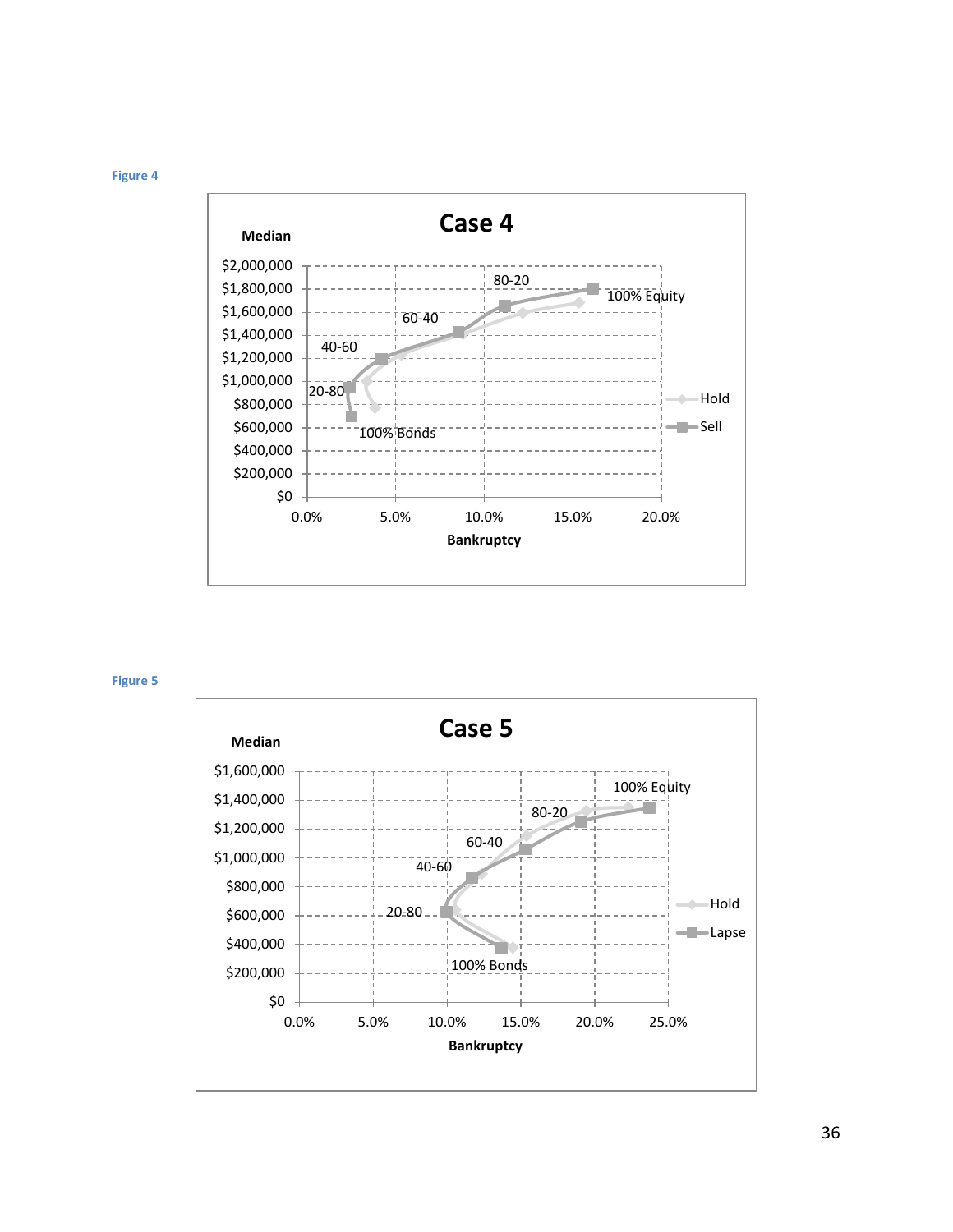Figure 4

**Case 4**

Median

Bankruptcy

Figure 5

**Case 5**

Median

Bankruptcy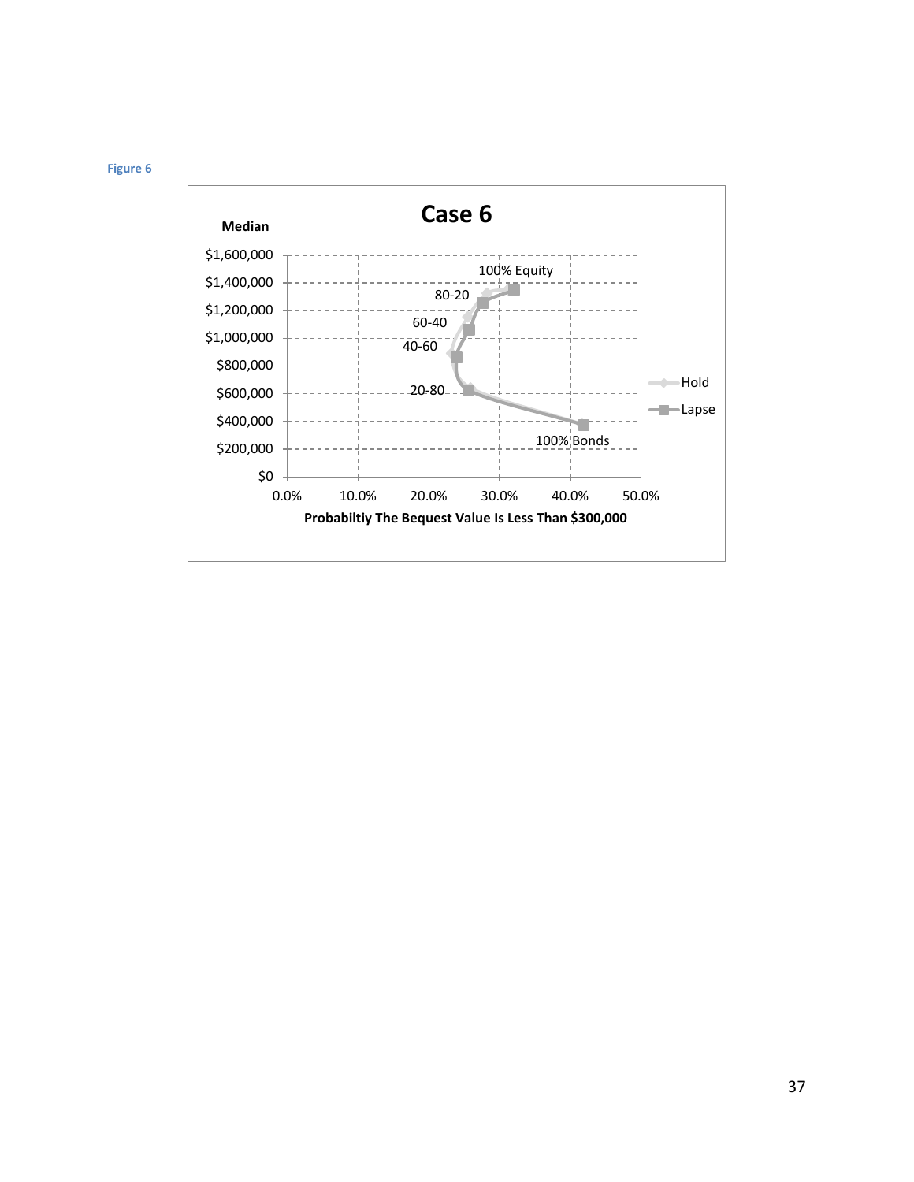Figure 6

Case 6

Median

$1,600,000
$1,400,000
$1,200,000
$1,000,000
$800,000
$600,000
$400,000
$200,000
$0

0.0%
10.0%
20.0%
30.0%
40.0%
50.0%

Probabiltiy The Bequest Value Is Less Than $300,000

100% Equity
80-20
60-40
40-60
20-80
100% Bonds

Hold
Lapse